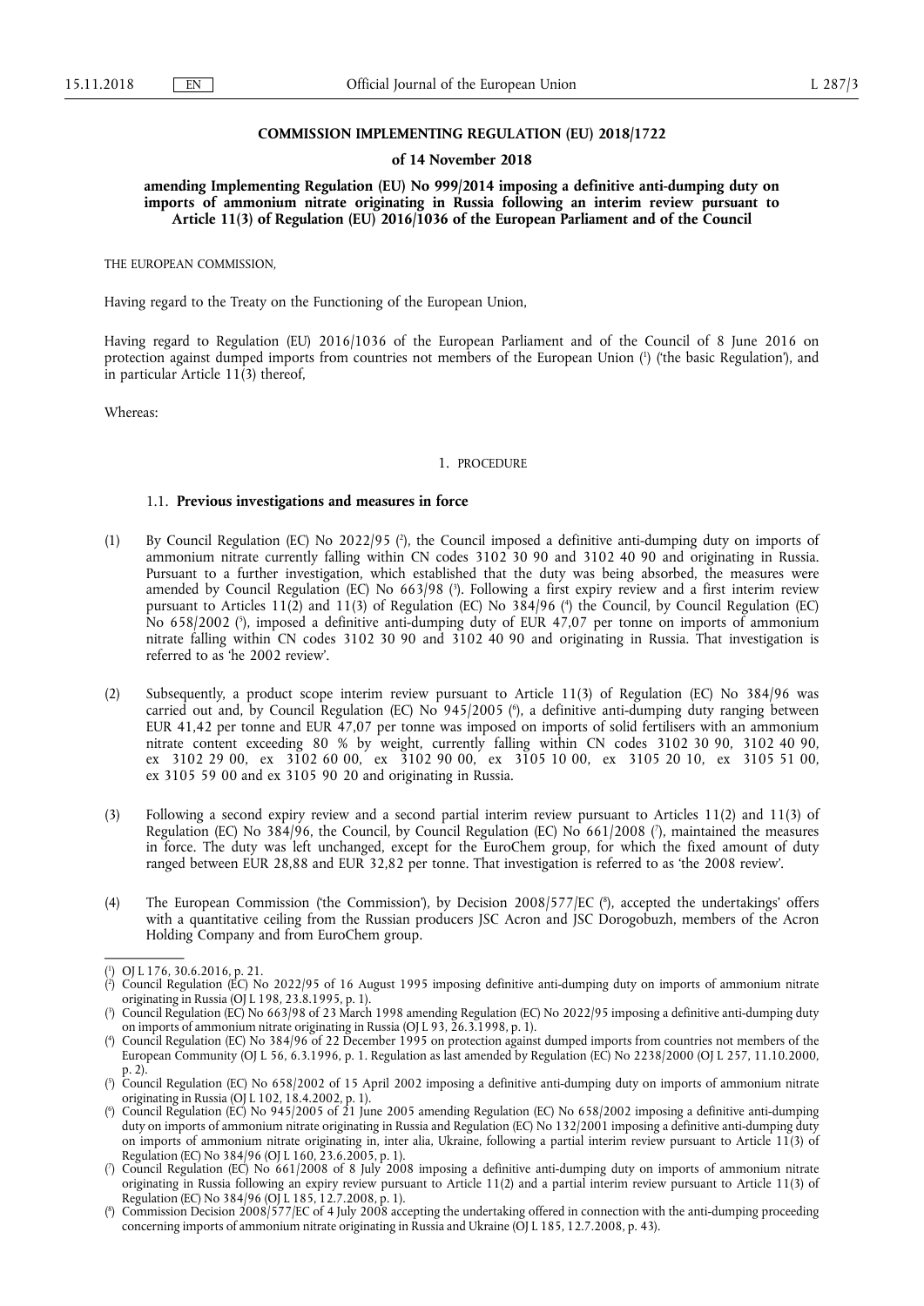**COMMISSION IMPLEMENTING REGULATION (EU) 2018/1722**

**of 14 November 2018**

**amending Implementing Regulation (EU) No 999/2014 imposing a definitive anti-dumping duty on imports of ammonium nitrate originating in Russia following an interim review pursuant to Article 11(3) of Regulation (EU) 2016/1036 of the European Parliament and of the Council**

THE EUROPEAN COMMISSION,

Having regard to the Treaty on the Functioning of the European Union,

Having regard to Regulation (EU) 2016/1036 of the European Parliament and of the Council of 8 June 2016 on protection against dumped imports from countries not members of the European Union [1] ('the basic Regulation'), and in particular Article 11(3) thereof,

Whereas:

## 1. PROCEDURE

### 1.1. **Previous investigations and measures in force**

(1) By Council Regulation (EC) No 2022/95 [2], the Council imposed a definitive anti-dumping duty on imports of ammonium nitrate currently falling within CN codes 3102 30 90 and 3102 40 90 and originating in Russia. Pursuant to a further investigation, which established that the duty was being absorbed, the measures were amended by Council Regulation (EC) No 663/98 [3]. Following a first expiry review and a first interim review pursuant to Articles 11(2) and 11(3) of Regulation (EC) No 384/96 [4] the Council, by Council Regulation (EC) No 658/2002 [5], imposed a definitive anti-dumping duty of EUR 47,07 per tonne on imports of ammonium nitrate falling within CN codes 3102 30 90 and 3102 40 90 and originating in Russia. That investigation is referred to as 'he 2002 review'.

(2) Subsequently, a product scope interim review pursuant to Article 11(3) of Regulation (EC) No 384/96 was carried out and, by Council Regulation (EC) No 945/2005 [6], a definitive anti-dumping duty ranging between EUR 41,42 per tonne and EUR 47,07 per tonne was imposed on imports of solid fertilisers with an ammonium nitrate content exceeding 80 % by weight, currently falling within CN codes 3102 30 90, 3102 40 90, ex 3102 29 00, ex 3102 60 00, ex 3102 90 00, ex 3105 10 00, ex 3105 20 10, ex 3105 51 00, ex 3105 59 00 and ex 3105 90 20 and originating in Russia.

(3) Following a second expiry review and a second partial interim review pursuant to Articles 11(2) and 11(3) of Regulation (EC) No 384/96, the Council, by Council Regulation (EC) No 661/2008 [7], maintained the measures in force. The duty was left unchanged, except for the EuroChem group, for which the fixed amount of duty ranged between EUR 28,88 and EUR 32,82 per tonne. That investigation is referred to as 'the 2008 review'.

(4) The European Commission ('the Commission'), by Decision 2008/577/EC [8], accepted the undertakings' offers with a quantitative ceiling from the Russian producers JSC Acron and JSC Dorogobuzh, members of the Acron Holding Company and from EuroChem group.

---

[1] OJ L 176, 30.6.2016, p. 21.

[2] Council Regulation (EC) No 2022/95 of 16 August 1995 imposing definitive anti-dumping duty on imports of ammonium nitrate originating in Russia (OJ L 198, 23.8.1995, p. 1).

[3] Council Regulation (EC) No 663/98 of 23 March 1998 amending Regulation (EC) No 2022/95 imposing a definitive anti-dumping duty on imports of ammonium nitrate originating in Russia (OJ L 93, 26.3.1998, p. 1).

[4] Council Regulation (EC) No 384/96 of 22 December 1995 on protection against dumped imports from countries not members of the European Community (OJ L 56, 6.3.1996, p. 1. Regulation as last amended by Regulation (EC) No 2238/2000 (OJ L 257, 11.10.2000, p. 2).

[5] Council Regulation (EC) No 658/2002 of 15 April 2002 imposing a definitive anti-dumping duty on imports of ammonium nitrate originating in Russia (OJ L 102, 18.4.2002, p. 1).

[6] Council Regulation (EC) No 945/2005 of 21 June 2005 amending Regulation (EC) No 658/2002 imposing a definitive anti-dumping duty on imports of ammonium nitrate originating in Russia and Regulation (EC) No 132/2001 imposing a definitive anti-dumping duty on imports of ammonium nitrate originating in, inter alia, Ukraine, following a partial interim review pursuant to Article 11(3) of Regulation (EC) No 384/96 (OJ L 160, 23.6.2005, p. 1).

[7] Council Regulation (EC) No 661/2008 of 8 July 2008 imposing a definitive anti-dumping duty on imports of ammonium nitrate originating in Russia following an expiry review pursuant to Article 11(2) and a partial interim review pursuant to Article 11(3) of Regulation (EC) No 384/96 (OJ L 185, 12.7.2008, p. 1).

[8] Commission Decision 2008/577/EC of 4 July 2008 accepting the undertaking offered in connection with the anti-dumping proceeding concerning imports of ammonium nitrate originating in Russia and Ukraine (OJ L 185, 12.7.2008, p. 43).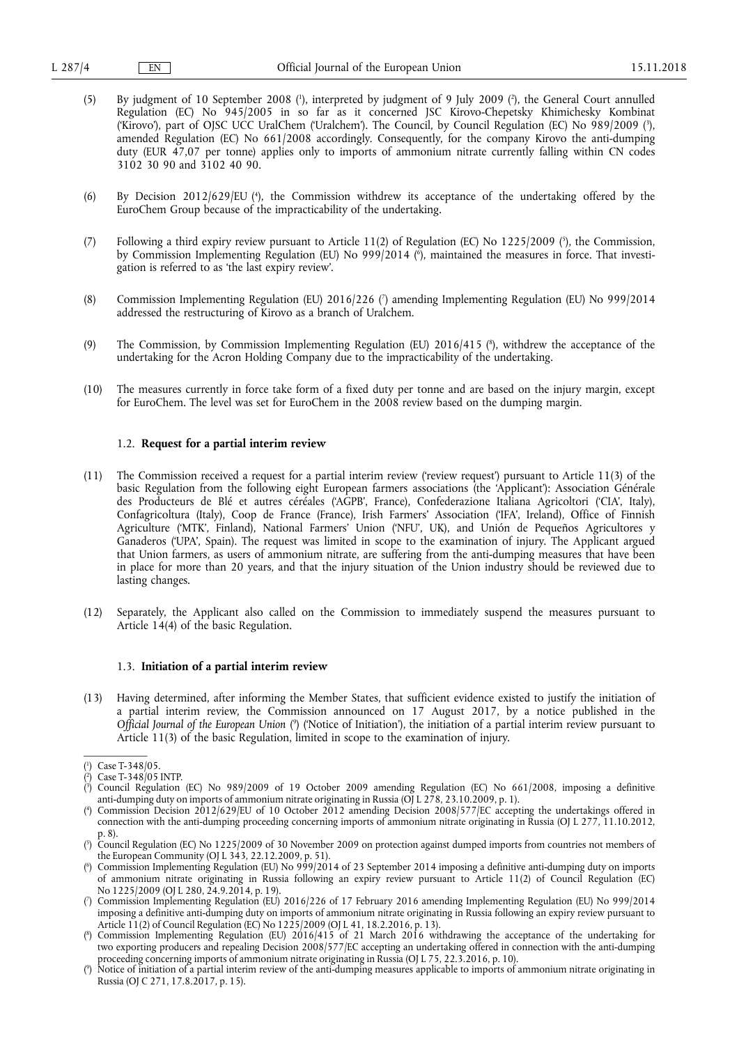(5) By judgment of 10 September 2008 [1], interpreted by judgment of 9 July 2009 [2], the General Court annulled Regulation (EC) No 945/2005 in so far as it concerned JSC Kirovo-Chepetsky Khimichesky Kombinat ('Kirovo'), part of OJSC UCC UralChem ('Uralchem'). The Council, by Council Regulation (EC) No 989/2009 [3], amended Regulation (EC) No 661/2008 accordingly. Consequently, for the company Kirovo the anti-dumping duty (EUR 47,07 per tonne) applies only to imports of ammonium nitrate currently falling within CN codes 3102 30 90 and 3102 40 90.

(6) By Decision 2012/629/EU [4], the Commission withdrew its acceptance of the undertaking offered by the EuroChem Group because of the impracticability of the undertaking.

(7) Following a third expiry review pursuant to Article 11(2) of Regulation (EC) No 1225/2009 [5], the Commission, by Commission Implementing Regulation (EU) No 999/2014 [6], maintained the measures in force. That investigation is referred to as 'the last expiry review'.

(8) Commission Implementing Regulation (EU) 2016/226 [7] amending Implementing Regulation (EU) No 999/2014 addressed the restructuring of Kirovo as a branch of Uralchem.

(9) The Commission, by Commission Implementing Regulation (EU) 2016/415 [8], withdrew the acceptance of the undertaking for the Acron Holding Company due to the impracticability of the undertaking.

(10) The measures currently in force take form of a fixed duty per tonne and are based on the injury margin, except for EuroChem. The level was set for EuroChem in the 2008 review based on the dumping margin.

### 1.2. **Request for a partial interim review**

(11) The Commission received a request for a partial interim review ('review request') pursuant to Article 11(3) of the basic Regulation from the following eight European farmers associations (the 'Applicant'): Association Générale des Producteurs de Blé et autres céréales ('AGPB', France), Confederazione Italiana Agricoltori ('CIA', Italy), Confagricoltura (Italy), Coop de France (France), Irish Farmers' Association ('IFA', Ireland), Office of Finnish Agriculture ('MTK', Finland), National Farmers' Union ('NFU', UK), and Unión de Pequeños Agricultores y Ganaderos ('UPA', Spain). The request was limited in scope to the examination of injury. The Applicant argued that Union farmers, as users of ammonium nitrate, are suffering from the anti-dumping measures that have been in place for more than 20 years, and that the injury situation of the Union industry should be reviewed due to lasting changes.

(12) Separately, the Applicant also called on the Commission to immediately suspend the measures pursuant to Article 14(4) of the basic Regulation.

### 1.3. **Initiation of a partial interim review**

(13) Having determined, after informing the Member States, that sufficient evidence existed to justify the initiation of a partial interim review, the Commission announced on 17 August 2017, by a notice published in the *Official Journal of the European Union* [9] ('Notice of Initiation'), the initiation of a partial interim review pursuant to Article 11(3) of the basic Regulation, limited in scope to the examination of injury.

---

[1] Case T-348/05.

[2] Case T-348/05 INTP.

[3] Council Regulation (EC) No 989/2009 of 19 October 2009 amending Regulation (EC) No 661/2008, imposing a definitive anti-dumping duty on imports of ammonium nitrate originating in Russia (OJ L 278, 23.10.2009, p. 1).

[4] Commission Decision 2012/629/EU of 10 October 2012 amending Decision 2008/577/EC accepting the undertakings offered in connection with the anti-dumping proceeding concerning imports of ammonium nitrate originating in Russia (OJ L 277, 11.10.2012, p. 8).

[5] Council Regulation (EC) No 1225/2009 of 30 November 2009 on protection against dumped imports from countries not members of the European Community (OJ L 343, 22.12.2009, p. 51).

[6] Commission Implementing Regulation (EU) No 999/2014 of 23 September 2014 imposing a definitive anti-dumping duty on imports of ammonium nitrate originating in Russia following an expiry review pursuant to Article 11(2) of Council Regulation (EC) No 1225/2009 (OJ L 280, 24.9.2014, p. 19).

[7] Commission Implementing Regulation (EU) 2016/226 of 17 February 2016 amending Implementing Regulation (EU) No 999/2014 imposing a definitive anti-dumping duty on imports of ammonium nitrate originating in Russia following an expiry review pursuant to Article 11(2) of Council Regulation (EC) No 1225/2009 (OJ L 41, 18.2.2016, p. 13).

[8] Commission Implementing Regulation (EU) 2016/415 of 21 March 2016 withdrawing the acceptance of the undertaking for two exporting producers and repealing Decision 2008/577/EC accepting an undertaking offered in connection with the anti-dumping proceeding concerning imports of ammonium nitrate originating in Russia (OJ L 75, 22.3.2016, p. 10).

[9] Notice of initiation of a partial interim review of the anti-dumping measures applicable to imports of ammonium nitrate originating in Russia (OJ C 271, 17.8.2017, p. 15).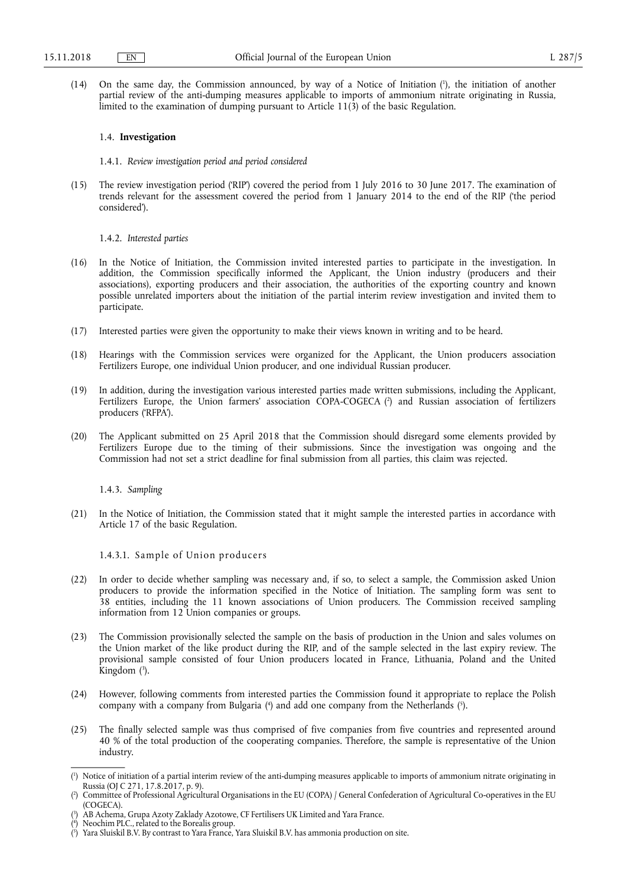(14) On the same day, the Commission announced, by way of a Notice of Initiation [1], the initiation of another partial review of the anti-dumping measures applicable to imports of ammonium nitrate originating in Russia, limited to the examination of dumping pursuant to Article 11(3) of the basic Regulation.

### 1.4. **Investigation**

#### 1.4.1. *Review investigation period and period considered*

(15) The review investigation period ('RIP') covered the period from 1 July 2016 to 30 June 2017. The examination of trends relevant for the assessment covered the period from 1 January 2014 to the end of the RIP ('the period considered').

#### 1.4.2. *Interested parties*

(16) In the Notice of Initiation, the Commission invited interested parties to participate in the investigation. In addition, the Commission specifically informed the Applicant, the Union industry (producers and their associations), exporting producers and their association, the authorities of the exporting country and known possible unrelated importers about the initiation of the partial interim review investigation and invited them to participate.

(17) Interested parties were given the opportunity to make their views known in writing and to be heard.

(18) Hearings with the Commission services were organized for the Applicant, the Union producers association Fertilizers Europe, one individual Union producer, and one individual Russian producer.

(19) In addition, during the investigation various interested parties made written submissions, including the Applicant, Fertilizers Europe, the Union farmers' association COPA-COGECA [2] and Russian association of fertilizers producers ('RFPA').

(20) The Applicant submitted on 25 April 2018 that the Commission should disregard some elements provided by Fertilizers Europe due to the timing of their submissions. Since the investigation was ongoing and the Commission had not set a strict deadline for final submission from all parties, this claim was rejected.

#### 1.4.3. *Sampling*

(21) In the Notice of Initiation, the Commission stated that it might sample the interested parties in accordance with Article 17 of the basic Regulation.

##### 1.4.3.1. Sample of Union producers

(22) In order to decide whether sampling was necessary and, if so, to select a sample, the Commission asked Union producers to provide the information specified in the Notice of Initiation. The sampling form was sent to 38 entities, including the 11 known associations of Union producers. The Commission received sampling information from 12 Union companies or groups.

(23) The Commission provisionally selected the sample on the basis of production in the Union and sales volumes on the Union market of the like product during the RIP, and of the sample selected in the last expiry review. The provisional sample consisted of four Union producers located in France, Lithuania, Poland and the United Kingdom [3].

(24) However, following comments from interested parties the Commission found it appropriate to replace the Polish company with a company from Bulgaria [4] and add one company from the Netherlands [5].

(25) The finally selected sample was thus comprised of five companies from five countries and represented around 40 % of the total production of the cooperating companies. Therefore, the sample is representative of the Union industry.

---

[1] Notice of initiation of a partial interim review of the anti-dumping measures applicable to imports of ammonium nitrate originating in Russia (OJ C 271, 17.8.2017, p. 9).

[2] Committee of Professional Agricultural Organisations in the EU (COPA) / General Confederation of Agricultural Co-operatives in the EU (COGECA).

[3] AB Achema, Grupa Azoty Zaklady Azotowe, CF Fertilisers UK Limited and Yara France.

[4] Neochim PLC., related to the Borealis group.

[5] Yara Sluiskil B.V. By contrast to Yara France, Yara Sluiskil B.V. has ammonia production on site.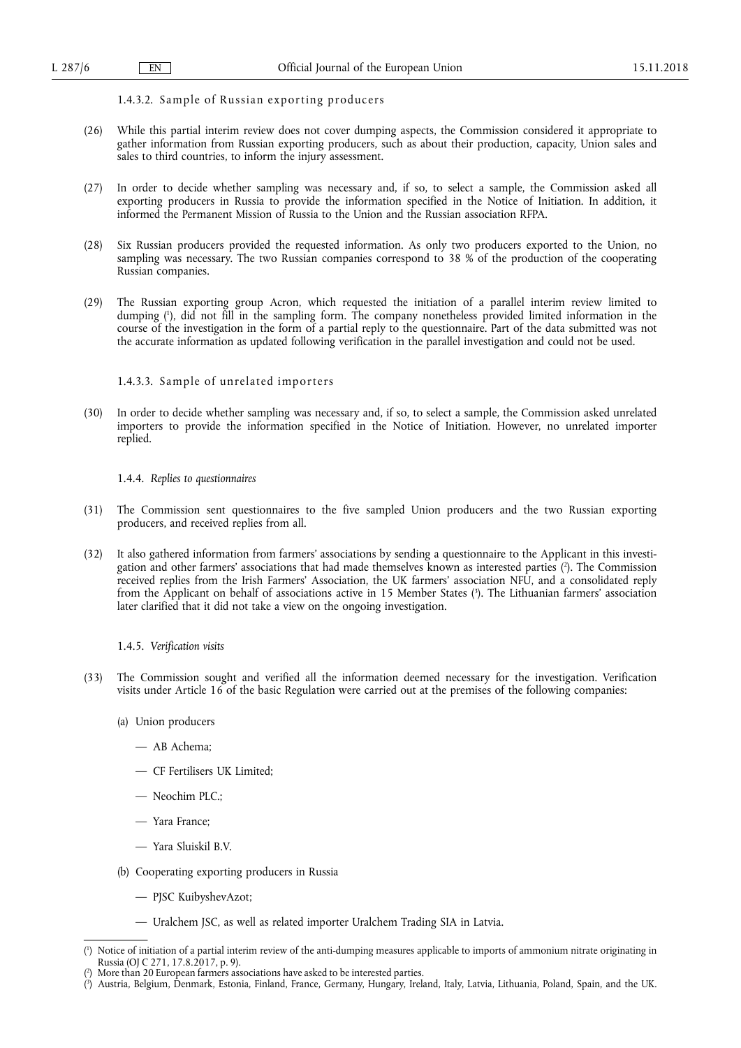#### 1.4.3.2. Sample of Russian exporting producers

(26) While this partial interim review does not cover dumping aspects, the Commission considered it appropriate to gather information from Russian exporting producers, such as about their production, capacity, Union sales and sales to third countries, to inform the injury assessment.

(27) In order to decide whether sampling was necessary and, if so, to select a sample, the Commission asked all exporting producers in Russia to provide the information specified in the Notice of Initiation. In addition, it informed the Permanent Mission of Russia to the Union and the Russian association RFPA.

(28) Six Russian producers provided the requested information. As only two producers exported to the Union, no sampling was necessary. The two Russian companies correspond to 38 % of the production of the cooperating Russian companies.

(29) The Russian exporting group Acron, which requested the initiation of a parallel interim review limited to dumping [1], did not fill in the sampling form. The company nonetheless provided limited information in the course of the investigation in the form of a partial reply to the questionnaire. Part of the data submitted was not the accurate information as updated following verification in the parallel investigation and could not be used.

#### 1.4.3.3. Sample of unrelated importers

(30) In order to decide whether sampling was necessary and, if so, to select a sample, the Commission asked unrelated importers to provide the information specified in the Notice of Initiation. However, no unrelated importer replied.

### 1.4.4. *Replies to questionnaires*

(31) The Commission sent questionnaires to the five sampled Union producers and the two Russian exporting producers, and received replies from all.

(32) It also gathered information from farmers' associations by sending a questionnaire to the Applicant in this investigation and other farmers' associations that had made themselves known as interested parties [2]. The Commission received replies from the Irish Farmers' Association, the UK farmers' association NFU, and a consolidated reply from the Applicant on behalf of associations active in 15 Member States [3]. The Lithuanian farmers' association later clarified that it did not take a view on the ongoing investigation.

### 1.4.5. *Verification visits*

(33) The Commission sought and verified all the information deemed necessary for the investigation. Verification visits under Article 16 of the basic Regulation were carried out at the premises of the following companies:

(a) Union producers

- AB Achema;
- CF Fertilisers UK Limited;
- Neochim PLC.;
- Yara France;
- Yara Sluiskil B.V.

(b) Cooperating exporting producers in Russia

- PJSC KuibyshevAzot;
- Uralchem JSC, as well as related importer Uralchem Trading SIA in Latvia.

---

[1] Notice of initiation of a partial interim review of the anti-dumping measures applicable to imports of ammonium nitrate originating in Russia (OJ C 271, 17.8.2017, p. 9).

[2] More than 20 European farmers associations have asked to be interested parties.

[3] Austria, Belgium, Denmark, Estonia, Finland, France, Germany, Hungary, Ireland, Italy, Latvia, Lithuania, Poland, Spain, and the UK.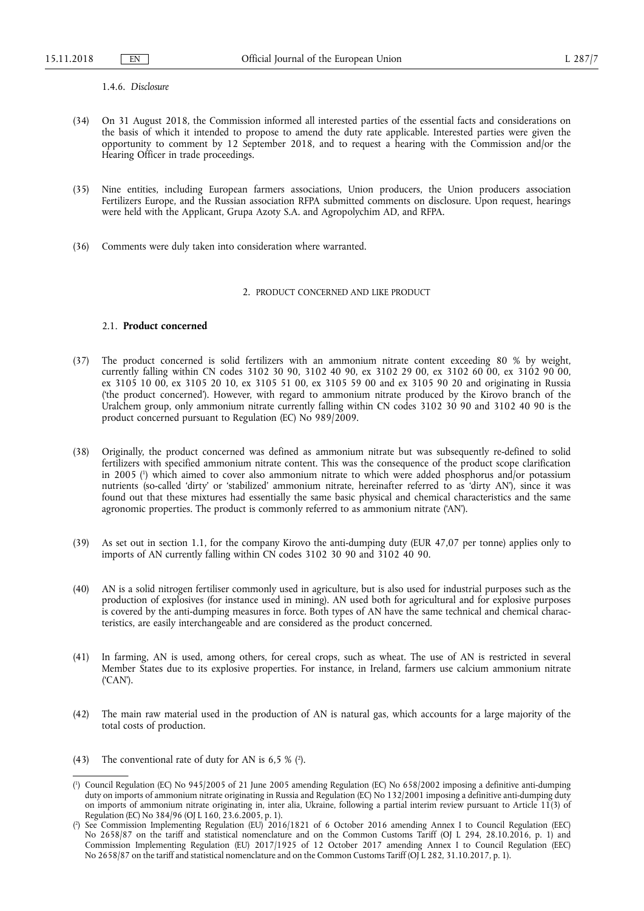1.4.6. *Disclosure*

(34) On 31 August 2018, the Commission informed all interested parties of the essential facts and considerations on the basis of which it intended to propose to amend the duty rate applicable. Interested parties were given the opportunity to comment by 12 September 2018, and to request a hearing with the Commission and/or the Hearing Officer in trade proceedings.

(35) Nine entities, including European farmers associations, Union producers, the Union producers association Fertilizers Europe, and the Russian association RFPA submitted comments on disclosure. Upon request, hearings were held with the Applicant, Grupa Azoty S.A. and Agropolychim AD, and RFPA.

(36) Comments were duly taken into consideration where warranted.

## 2. PRODUCT CONCERNED AND LIKE PRODUCT

### 2.1. **Product concerned**

(37) The product concerned is solid fertilizers with an ammonium nitrate content exceeding 80 % by weight, currently falling within CN codes 3102 30 90, 3102 40 90, ex 3102 29 00, ex 3102 60 00, ex 3102 90 00, ex 3105 10 00, ex 3105 20 10, ex 3105 51 00, ex 3105 59 00 and ex 3105 90 20 and originating in Russia ('the product concerned'). However, with regard to ammonium nitrate produced by the Kirovo branch of the Uralchem group, only ammonium nitrate currently falling within CN codes 3102 30 90 and 3102 40 90 is the product concerned pursuant to Regulation (EC) No 989/2009.

(38) Originally, the product concerned was defined as ammonium nitrate but was subsequently re-defined to solid fertilizers with specified ammonium nitrate content. This was the consequence of the product scope clarification in 2005 [1] which aimed to cover also ammonium nitrate to which were added phosphorus and/or potassium nutrients (so-called 'dirty' or 'stabilized' ammonium nitrate, hereinafter referred to as 'dirty AN'), since it was found out that these mixtures had essentially the same basic physical and chemical characteristics and the same agronomic properties. The product is commonly referred to as ammonium nitrate ('AN').

(39) As set out in section 1.1, for the company Kirovo the anti-dumping duty (EUR 47,07 per tonne) applies only to imports of AN currently falling within CN codes 3102 30 90 and 3102 40 90.

(40) AN is a solid nitrogen fertiliser commonly used in agriculture, but is also used for industrial purposes such as the production of explosives (for instance used in mining). AN used both for agricultural and for explosive purposes is covered by the anti-dumping measures in force. Both types of AN have the same technical and chemical characteristics, are easily interchangeable and are considered as the product concerned.

(41) In farming, AN is used, among others, for cereal crops, such as wheat. The use of AN is restricted in several Member States due to its explosive properties. For instance, in Ireland, farmers use calcium ammonium nitrate ('CAN').

(42) The main raw material used in the production of AN is natural gas, which accounts for a large majority of the total costs of production.

(43) The conventional rate of duty for AN is 6,5 % [2].

---

[1] Council Regulation (EC) No 945/2005 of 21 June 2005 amending Regulation (EC) No 658/2002 imposing a definitive anti-dumping duty on imports of ammonium nitrate originating in Russia and Regulation (EC) No 132/2001 imposing a definitive anti-dumping duty on imports of ammonium nitrate originating in, inter alia, Ukraine, following a partial interim review pursuant to Article 11(3) of Regulation (EC) No 384/96 (OJ L 160, 23.6.2005, p. 1).

[2] See Commission Implementing Regulation (EU) 2016/1821 of 6 October 2016 amending Annex I to Council Regulation (EEC) No 2658/87 on the tariff and statistical nomenclature and on the Common Customs Tariff (OJ L 294, 28.10.2016, p. 1) and Commission Implementing Regulation (EU) 2017/1925 of 12 October 2017 amending Annex I to Council Regulation (EEC) No 2658/87 on the tariff and statistical nomenclature and on the Common Customs Tariff (OJ L 282, 31.10.2017, p. 1).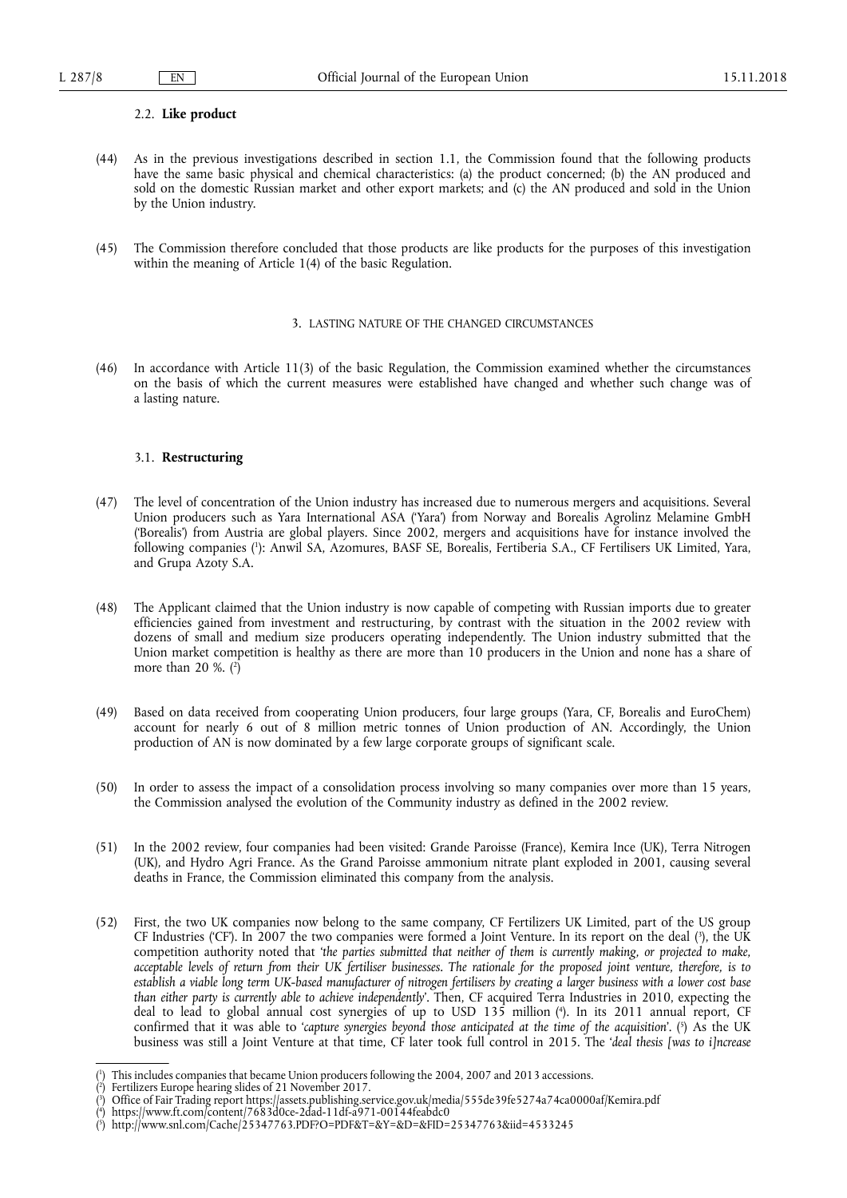### 2.2. **Like product**

(44) As in the previous investigations described in section 1.1, the Commission found that the following products have the same basic physical and chemical characteristics: (a) the product concerned; (b) the AN produced and sold on the domestic Russian market and other export markets; and (c) the AN produced and sold in the Union by the Union industry.

(45) The Commission therefore concluded that those products are like products for the purposes of this investigation within the meaning of Article 1(4) of the basic Regulation.

## 3. LASTING NATURE OF THE CHANGED CIRCUMSTANCES

(46) In accordance with Article 11(3) of the basic Regulation, the Commission examined whether the circumstances on the basis of which the current measures were established have changed and whether such change was of a lasting nature.

### 3.1. **Restructuring**

(47) The level of concentration of the Union industry has increased due to numerous mergers and acquisitions. Several Union producers such as Yara International ASA ('Yara') from Norway and Borealis Agrolinz Melamine GmbH ('Borealis') from Austria are global players. Since 2002, mergers and acquisitions have for instance involved the following companies [1]: Anwil SA, Azomures, BASF SE, Borealis, Fertiberia S.A., CF Fertilisers UK Limited, Yara, and Grupa Azoty S.A.

(48) The Applicant claimed that the Union industry is now capable of competing with Russian imports due to greater efficiencies gained from investment and restructuring, by contrast with the situation in the 2002 review with dozens of small and medium size producers operating independently. The Union industry submitted that the Union market competition is healthy as there are more than 10 producers in the Union and none has a share of more than 20 %. [2]

(49) Based on data received from cooperating Union producers, four large groups (Yara, CF, Borealis and EuroChem) account for nearly 6 out of 8 million metric tonnes of Union production of AN. Accordingly, the Union production of AN is now dominated by a few large corporate groups of significant scale.

(50) In order to assess the impact of a consolidation process involving so many companies over more than 15 years, the Commission analysed the evolution of the Community industry as defined in the 2002 review.

(51) In the 2002 review, four companies had been visited: Grande Paroisse (France), Kemira Ince (UK), Terra Nitrogen (UK), and Hydro Agri France. As the Grand Paroisse ammonium nitrate plant exploded in 2001, causing several deaths in France, the Commission eliminated this company from the analysis.

(52) First, the two UK companies now belong to the same company, CF Fertilizers UK Limited, part of the US group CF Industries ('CF'). In 2007 the two companies were formed a Joint Venture. In its report on the deal [3], the UK competition authority noted that '*the parties submitted that neither of them is currently making, or projected to make, acceptable levels of return from their UK fertiliser businesses. The rationale for the proposed joint venture, therefore, is to establish a viable long term UK-based manufacturer of nitrogen fertilisers by creating a larger business with a lower cost base than either party is currently able to achieve independently*'. Then, CF acquired Terra Industries in 2010, expecting the deal to lead to global annual cost synergies of up to USD 135 million [4]. In its 2011 annual report, CF confirmed that it was able to '*capture synergies beyond those anticipated at the time of the acquisition*'. [5] As the UK business was still a Joint Venture at that time, CF later took full control in 2015. The '*deal thesis [was to i]ncrease*

---

[1] This includes companies that became Union producers following the 2004, 2007 and 2013 accessions.

[2] Fertilizers Europe hearing slides of 21 November 2017.

[3] Office of Fair Trading report https://assets.publishing.service.gov.uk/media/555de39fe5274a74ca0000af/Kemira.pdf

[4] https://www.ft.com/content/7683d0ce-2dad-11df-a971-00144feabdc0

[5] http://www.snl.com/Cache/25347763.PDF?O=PDF&T=&Y=&D=&FID=25347763&iid=4533245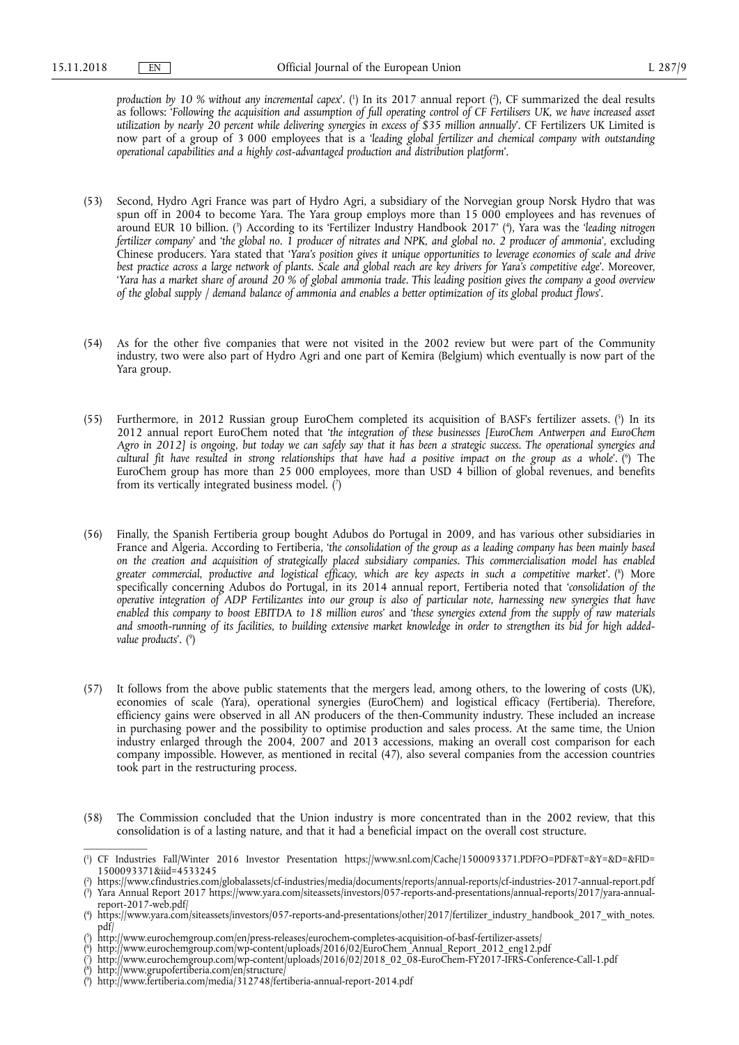*production by 10 % without any incremental capex*'. [1] In its 2017 annual report [2], CF summarized the deal results as follows: '*Following the acquisition and assumption of full operating control of CF Fertilisers UK, we have increased asset utilization by nearly 20 percent while delivering synergies in excess of $35 million annually*'. CF Fertilizers UK Limited is now part of a group of 3 000 employees that is a '*leading global fertilizer and chemical company with outstanding operational capabilities and a highly cost-advantaged production and distribution platform*'.

(53) Second, Hydro Agri France was part of Hydro Agri, a subsidiary of the Norvegian group Norsk Hydro that was spun off in 2004 to become Yara. The Yara group employs more than 15 000 employees and has revenues of around EUR 10 billion. [3] According to its 'Fertilizer Industry Handbook 2017' [4], Yara was the '*leading nitrogen fertilizer company*' and '*the global no. 1 producer of nitrates and NPK, and global no. 2 producer of ammonia*', excluding Chinese producers. Yara stated that '*Yara's position gives it unique opportunities to leverage economies of scale and drive best practice across a large network of plants. Scale and global reach are key drivers for Yara's competitive edge*'. Moreover, '*Yara has a market share of around 20 % of global ammonia trade. This leading position gives the company a good overview of the global supply / demand balance of ammonia and enables a better optimization of its global product flows*'.

(54) As for the other five companies that were not visited in the 2002 review but were part of the Community industry, two were also part of Hydro Agri and one part of Kemira (Belgium) which eventually is now part of the Yara group.

(55) Furthermore, in 2012 Russian group EuroChem completed its acquisition of BASF's fertilizer assets. [5] In its 2012 annual report EuroChem noted that '*the integration of these businesses [EuroChem Antwerpen and EuroChem Agro in 2012] is ongoing, but today we can safely say that it has been a strategic success. The operational synergies and cultural fit have resulted in strong relationships that have had a positive impact on the group as a whole*'. [6] The EuroChem group has more than 25 000 employees, more than USD 4 billion of global revenues, and benefits from its vertically integrated business model. [7]

(56) Finally, the Spanish Fertiberia group bought Adubos do Portugal in 2009, and has various other subsidiaries in France and Algeria. According to Fertiberia, '*the consolidation of the group as a leading company has been mainly based on the creation and acquisition of strategically placed subsidiary companies. This commercialisation model has enabled greater commercial, productive and logistical efficacy, which are key aspects in such a competitive market*'. [8] More specifically concerning Adubos do Portugal, in its 2014 annual report, Fertiberia noted that '*consolidation of the operative integration of ADP Fertilizantes into our group is also of particular note, harnessing new synergies that have enabled this company to boost EBITDA to 18 million euros*' and '*these synergies extend from the supply of raw materials and smooth-running of its facilities, to building extensive market knowledge in order to strengthen its bid for high added-value products*'. [9]

(57) It follows from the above public statements that the mergers lead, among others, to the lowering of costs (UK), economies of scale (Yara), operational synergies (EuroChem) and logistical efficacy (Fertiberia). Therefore, efficiency gains were observed in all AN producers of the then-Community industry. These included an increase in purchasing power and the possibility to optimise production and sales process. At the same time, the Union industry enlarged through the 2004, 2007 and 2013 accessions, making an overall cost comparison for each company impossible. However, as mentioned in recital (47), also several companies from the accession countries took part in the restructuring process.

(58) The Commission concluded that the Union industry is more concentrated than in the 2002 review, that this consolidation is of a lasting nature, and that it had a beneficial impact on the overall cost structure.

---

[1] CF Industries Fall/Winter 2016 Investor Presentation https://www.snl.com/Cache/1500093371.PDF?O=PDF&T=&Y=&D=&FID=1500093371&iid=4533245

[2] https://www.cfindustries.com/globalassets/cf-industries/media/documents/reports/annual-reports/cf-industries-2017-annual-report.pdf

[3] Yara Annual Report 2017 https://www.yara.com/siteassets/investors/057-reports-and-presentations/annual-reports/2017/yara-annual-report-2017-web.pdf/

[4] https://www.yara.com/siteassets/investors/057-reports-and-presentations/other/2017/fertilizer_industry_handbook_2017_with_notes.pdf/

[5] http://www.eurochemgroup.com/en/press-releases/eurochem-completes-acquisition-of-basf-fertilizer-assets/

[6] http://www.eurochemgroup.com/wp-content/uploads/2016/02/EuroChem_Annual_Report_2012_eng12.pdf

[7] http://www.eurochemgroup.com/wp-content/uploads/2016/02/2018_02_08-EuroChem-FY2017-IFRS-Conference-Call-1.pdf

[8] http://www.grupofertiberia.com/en/structure/

[9] http://www.fertiberia.com/media/312748/fertiberia-annual-report-2014.pdf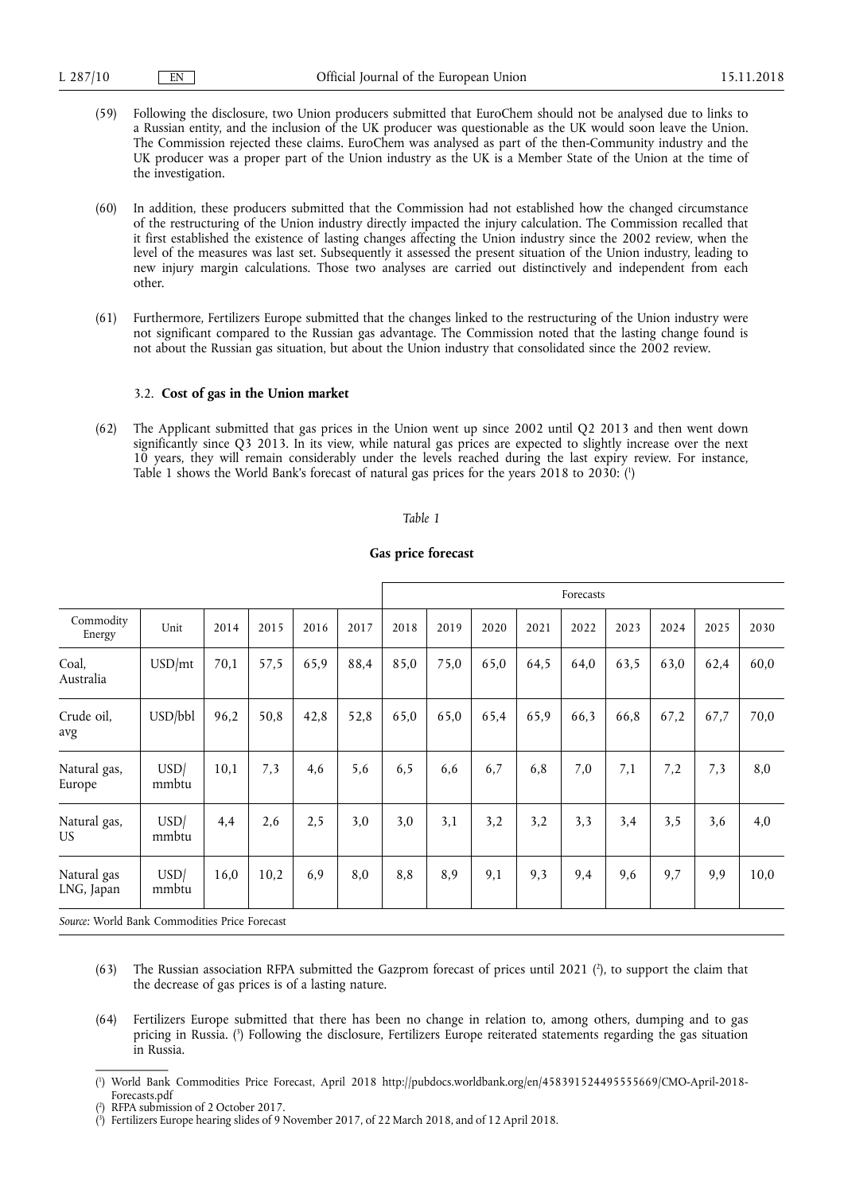(59) Following the disclosure, two Union producers submitted that EuroChem should not be analysed due to links to a Russian entity, and the inclusion of the UK producer was questionable as the UK would soon leave the Union. The Commission rejected these claims. EuroChem was analysed as part of the then-Community industry and the UK producer was a proper part of the Union industry as the UK is a Member State of the Union at the time of the investigation.

(60) In addition, these producers submitted that the Commission had not established how the changed circumstance of the restructuring of the Union industry directly impacted the injury calculation. The Commission recalled that it first established the existence of lasting changes affecting the Union industry since the 2002 review, when the level of the measures was last set. Subsequently it assessed the present situation of the Union industry, leading to new injury margin calculations. Those two analyses are carried out distinctively and independent from each other.

(61) Furthermore, Fertilizers Europe submitted that the changes linked to the restructuring of the Union industry were not significant compared to the Russian gas advantage. The Commission noted that the lasting change found is not about the Russian gas situation, but about the Union industry that consolidated since the 2002 review.

### 3.2. **Cost of gas in the Union market**

(62) The Applicant submitted that gas prices in the Union went up since 2002 until Q2 2013 and then went down significantly since Q3 2013. In its view, while natural gas prices are expected to slightly increase over the next 10 years, they will remain considerably under the levels reached during the last expiry review. For instance, Table 1 shows the World Bank's forecast of natural gas prices for the years 2018 to 2030: [1]

*Table 1*

**Gas price forecast**

| | | | | | | Forecasts | | | | | | | | |
|---|---|---|---|---|---|---|---|---|---|---|---|---|---|---|
| Commodity Energy | Unit | 2014 | 2015 | 2016 | 2017 | 2018 | 2019 | 2020 | 2021 | 2022 | 2023 | 2024 | 2025 | 2030 |
| Coal, Australia | USD/mt | 70,1 | 57,5 | 65,9 | 88,4 | 85,0 | 75,0 | 65,0 | 64,5 | 64,0 | 63,5 | 63,0 | 62,4 | 60,0 |
| Crude oil, avg | USD/bbl | 96,2 | 50,8 | 42,8 | 52,8 | 65,0 | 65,0 | 65,4 | 65,9 | 66,3 | 66,8 | 67,2 | 67,7 | 70,0 |
| Natural gas, Europe | USD/mmbtu | 10,1 | 7,3 | 4,6 | 5,6 | 6,5 | 6,6 | 6,7 | 6,8 | 7,0 | 7,1 | 7,2 | 7,3 | 8,0 |
| Natural gas, US | USD/mmbtu | 4,4 | 2,6 | 2,5 | 3,0 | 3,0 | 3,1 | 3,2 | 3,2 | 3,3 | 3,4 | 3,5 | 3,6 | 4,0 |
| Natural gas LNG, Japan | USD/mmbtu | 16,0 | 10,2 | 6,9 | 8,0 | 8,8 | 8,9 | 9,1 | 9,3 | 9,4 | 9,6 | 9,7 | 9,9 | 10,0 |

*Source*: World Bank Commodities Price Forecast

(63) The Russian association RFPA submitted the Gazprom forecast of prices until 2021 [2], to support the claim that the decrease of gas prices is of a lasting nature.

(64) Fertilizers Europe submitted that there has been no change in relation to, among others, dumping and to gas pricing in Russia. [3] Following the disclosure, Fertilizers Europe reiterated statements regarding the gas situation in Russia.

---

[1] World Bank Commodities Price Forecast, April 2018 http://pubdocs.worldbank.org/en/458391524495555669/CMO-April-2018-Forecasts.pdf

[2] RFPA submission of 2 October 2017.

[3] Fertilizers Europe hearing slides of 9 November 2017, of 22 March 2018, and of 12 April 2018.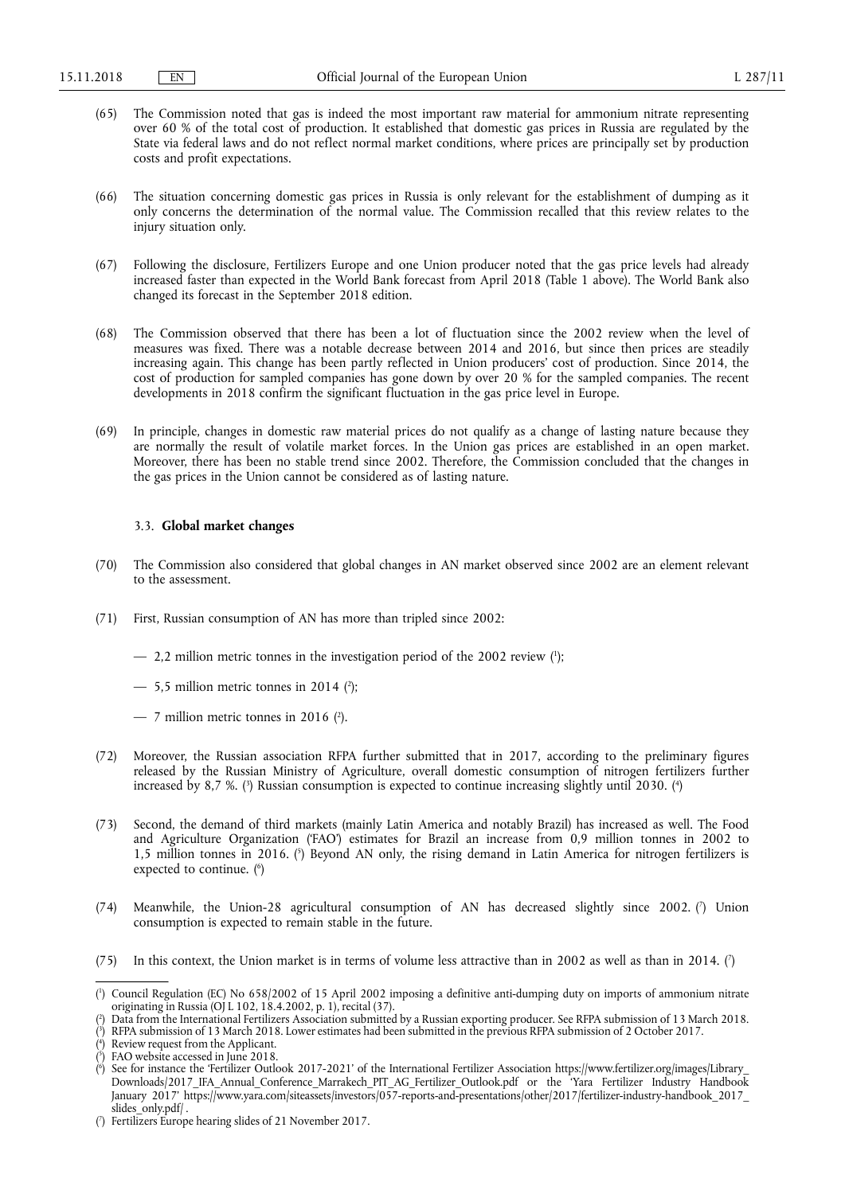(65) The Commission noted that gas is indeed the most important raw material for ammonium nitrate representing over 60 % of the total cost of production. It established that domestic gas prices in Russia are regulated by the State via federal laws and do not reflect normal market conditions, where prices are principally set by production costs and profit expectations.

(66) The situation concerning domestic gas prices in Russia is only relevant for the establishment of dumping as it only concerns the determination of the normal value. The Commission recalled that this review relates to the injury situation only.

(67) Following the disclosure, Fertilizers Europe and one Union producer noted that the gas price levels had already increased faster than expected in the World Bank forecast from April 2018 (Table 1 above). The World Bank also changed its forecast in the September 2018 edition.

(68) The Commission observed that there has been a lot of fluctuation since the 2002 review when the level of measures was fixed. There was a notable decrease between 2014 and 2016, but since then prices are steadily increasing again. This change has been partly reflected in Union producers' cost of production. Since 2014, the cost of production for sampled companies has gone down by over 20 % for the sampled companies. The recent developments in 2018 confirm the significant fluctuation in the gas price level in Europe.

(69) In principle, changes in domestic raw material prices do not qualify as a change of lasting nature because they are normally the result of volatile market forces. In the Union gas prices are established in an open market. Moreover, there has been no stable trend since 2002. Therefore, the Commission concluded that the changes in the gas prices in the Union cannot be considered as of lasting nature.

### 3.3. **Global market changes**

(70) The Commission also considered that global changes in AN market observed since 2002 are an element relevant to the assessment.

(71) First, Russian consumption of AN has more than tripled since 2002:

— 2,2 million metric tonnes in the investigation period of the 2002 review [1];

— 5,5 million metric tonnes in 2014 [2];

— 7 million metric tonnes in 2016 [2].

(72) Moreover, the Russian association RFPA further submitted that in 2017, according to the preliminary figures released by the Russian Ministry of Agriculture, overall domestic consumption of nitrogen fertilizers further increased by 8,7 %. [3] Russian consumption is expected to continue increasing slightly until 2030. [4]

(73) Second, the demand of third markets (mainly Latin America and notably Brazil) has increased as well. The Food and Agriculture Organization ('FAO') estimates for Brazil an increase from 0,9 million tonnes in 2002 to 1,5 million tonnes in 2016. [5] Beyond AN only, the rising demand in Latin America for nitrogen fertilizers is expected to continue. [6]

(74) Meanwhile, the Union-28 agricultural consumption of AN has decreased slightly since 2002. [7] Union consumption is expected to remain stable in the future.

(75) In this context, the Union market is in terms of volume less attractive than in 2002 as well as than in 2014. [7]

---

[1] Council Regulation (EC) No 658/2002 of 15 April 2002 imposing a definitive anti-dumping duty on imports of ammonium nitrate originating in Russia (OJ L 102, 18.4.2002, p. 1), recital (37).

[2] Data from the International Fertilizers Association submitted by a Russian exporting producer. See RFPA submission of 13 March 2018.

[3] RFPA submission of 13 March 2018. Lower estimates had been submitted in the previous RFPA submission of 2 October 2017.

[4] Review request from the Applicant.

[5] FAO website accessed in June 2018.

[6] See for instance the 'Fertilizer Outlook 2017-2021' of the International Fertilizer Association https://www.fertilizer.org/images/Library_Downloads/2017_IFA_Annual_Conference_Marrakech_PIT_AG_Fertilizer_Outlook.pdf or the 'Yara Fertilizer Industry Handbook January 2017' https://www.yara.com/siteassets/investors/057-reports-and-presentations/other/2017/fertilizer-industry-handbook_2017_slides_only.pdf/ .

[7] Fertilizers Europe hearing slides of 21 November 2017.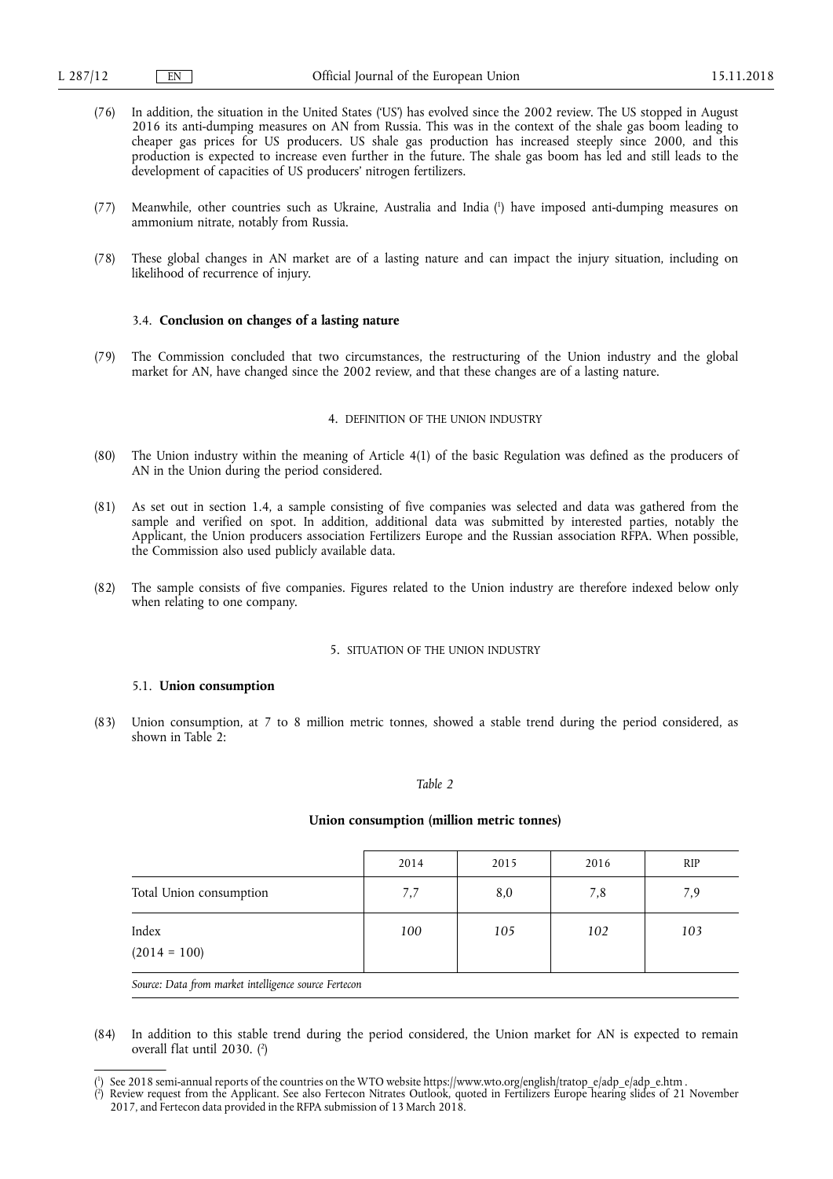(76) In addition, the situation in the United States ('US') has evolved since the 2002 review. The US stopped in August 2016 its anti-dumping measures on AN from Russia. This was in the context of the shale gas boom leading to cheaper gas prices for US producers. US shale gas production has increased steeply since 2000, and this production is expected to increase even further in the future. The shale gas boom has led and still leads to the development of capacities of US producers' nitrogen fertilizers.

(77) Meanwhile, other countries such as Ukraine, Australia and India [1] have imposed anti-dumping measures on ammonium nitrate, notably from Russia.

(78) These global changes in AN market are of a lasting nature and can impact the injury situation, including on likelihood of recurrence of injury.

### 3.4. **Conclusion on changes of a lasting nature**

(79) The Commission concluded that two circumstances, the restructuring of the Union industry and the global market for AN, have changed since the 2002 review, and that these changes are of a lasting nature.

## 4. DEFINITION OF THE UNION INDUSTRY

(80) The Union industry within the meaning of Article 4(1) of the basic Regulation was defined as the producers of AN in the Union during the period considered.

(81) As set out in section 1.4, a sample consisting of five companies was selected and data was gathered from the sample and verified on spot. In addition, additional data was submitted by interested parties, notably the Applicant, the Union producers association Fertilizers Europe and the Russian association RFPA. When possible, the Commission also used publicly available data.

(82) The sample consists of five companies. Figures related to the Union industry are therefore indexed below only when relating to one company.

## 5. SITUATION OF THE UNION INDUSTRY

### 5.1. **Union consumption**

(83) Union consumption, at 7 to 8 million metric tonnes, showed a stable trend during the period considered, as shown in Table 2:

*Table 2*

**Union consumption (million metric tonnes)**

| | 2014 | 2015 | 2016 | RIP |
|---|---|---|---|---|
| Total Union consumption | 7,7 | 8,0 | 7,8 | 7,9 |
| Index (2014 = 100) | *100* | *105* | *102* | *103* |

*Source: Data from market intelligence source Fertecon*

(84) In addition to this stable trend during the period considered, the Union market for AN is expected to remain overall flat until 2030. [2]

[1] See 2018 semi-annual reports of the countries on the WTO website https://www.wto.org/english/tratop_e/adp_e/adp_e.htm .

[2] Review request from the Applicant. See also Fertecon Nitrates Outlook, quoted in Fertilizers Europe hearing slides of 21 November 2017, and Fertecon data provided in the RFPA submission of 13 March 2018.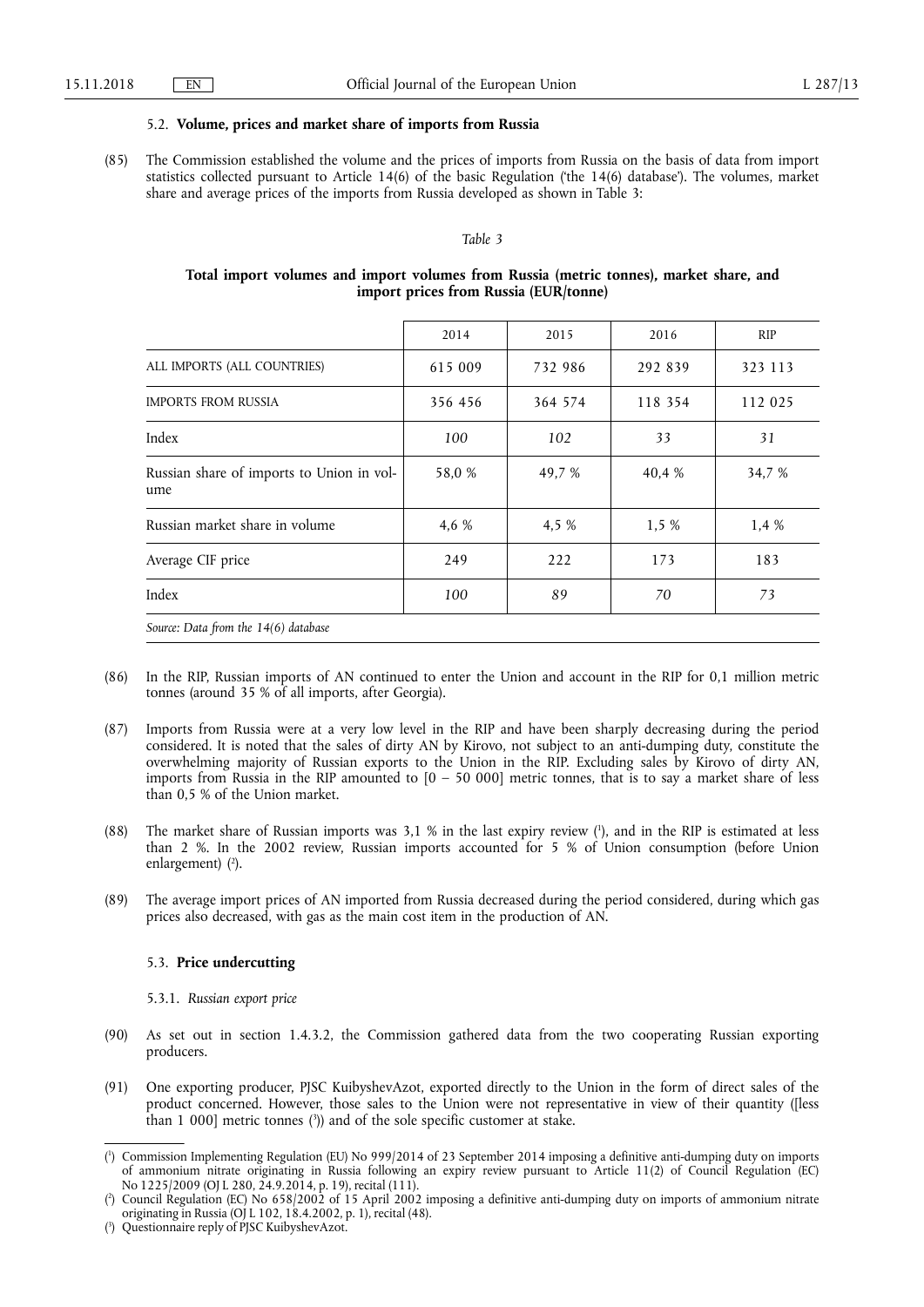### 5.2. **Volume, prices and market share of imports from Russia**

(85) The Commission established the volume and the prices of imports from Russia on the basis of data from import statistics collected pursuant to Article 14(6) of the basic Regulation ('the 14(6) database'). The volumes, market share and average prices of the imports from Russia developed as shown in Table 3:

*Table 3*

**Total import volumes and import volumes from Russia (metric tonnes), market share, and import prices from Russia (EUR/tonne)**

| | 2014 | 2015 | 2016 | RIP |
|---|---|---|---|---|
| ALL IMPORTS (ALL COUNTRIES) | 615 009 | 732 986 | 292 839 | 323 113 |
| IMPORTS FROM RUSSIA | 356 456 | 364 574 | 118 354 | 112 025 |
| Index | *100* | *102* | *33* | *31* |
| Russian share of imports to Union in volume | 58,0 % | 49,7 % | 40,4 % | 34,7 % |
| Russian market share in volume | 4,6 % | 4,5 % | 1,5 % | 1,4 % |
| Average CIF price | 249 | 222 | 173 | 183 |
| Index | *100* | *89* | *70* | *73* |

*Source: Data from the 14(6) database*

(86) In the RIP, Russian imports of AN continued to enter the Union and account in the RIP for 0,1 million metric tonnes (around 35 % of all imports, after Georgia).

(87) Imports from Russia were at a very low level in the RIP and have been sharply decreasing during the period considered. It is noted that the sales of dirty AN by Kirovo, not subject to an anti-dumping duty, constitute the overwhelming majority of Russian exports to the Union in the RIP. Excluding sales by Kirovo of dirty AN, imports from Russia in the RIP amounted to [0 – 50 000] metric tonnes, that is to say a market share of less than 0,5 % of the Union market.

(88) The market share of Russian imports was 3,1 % in the last expiry review [1], and in the RIP is estimated at less than 2 %. In the 2002 review, Russian imports accounted for 5 % of Union consumption (before Union enlargement) [2].

(89) The average import prices of AN imported from Russia decreased during the period considered, during which gas prices also decreased, with gas as the main cost item in the production of AN.

### 5.3. **Price undercutting**

#### 5.3.1. *Russian export price*

(90) As set out in section 1.4.3.2, the Commission gathered data from the two cooperating Russian exporting producers.

(91) One exporting producer, PJSC KuibyshevAzot, exported directly to the Union in the form of direct sales of the product concerned. However, those sales to the Union were not representative in view of their quantity ([less than 1 000] metric tonnes [3]) and of the sole specific customer at stake.

---

[1] Commission Implementing Regulation (EU) No 999/2014 of 23 September 2014 imposing a definitive anti-dumping duty on imports of ammonium nitrate originating in Russia following an expiry review pursuant to Article 11(2) of Council Regulation (EC) No 1225/2009 (OJ L 280, 24.9.2014, p. 19), recital (111).

[2] Council Regulation (EC) No 658/2002 of 15 April 2002 imposing a definitive anti-dumping duty on imports of ammonium nitrate originating in Russia (OJ L 102, 18.4.2002, p. 1), recital (48).

[3] Questionnaire reply of PJSC KuibyshevAzot.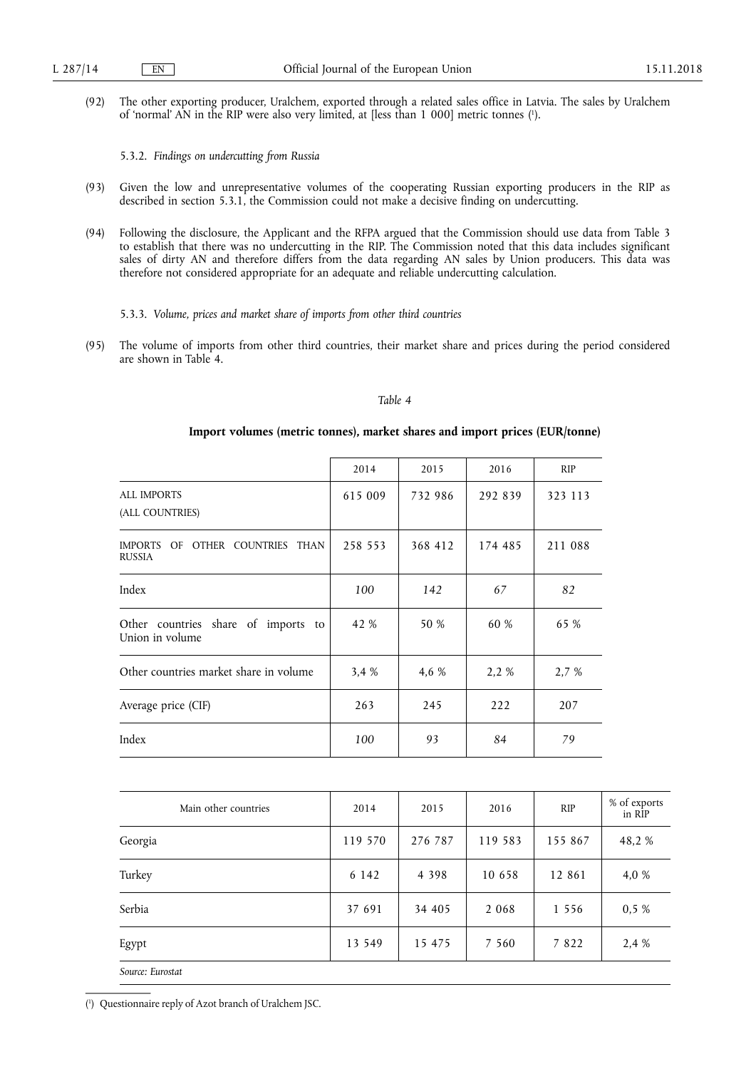(92) The other exporting producer, Uralchem, exported through a related sales office in Latvia. The sales by Uralchem of 'normal' AN in the RIP were also very limited, at [less than 1 000] metric tonnes [1].

#### 5.3.2. *Findings on undercutting from Russia*

(93) Given the low and unrepresentative volumes of the cooperating Russian exporting producers in the RIP as described in section 5.3.1, the Commission could not make a decisive finding on undercutting.

(94) Following the disclosure, the Applicant and the RFPA argued that the Commission should use data from Table 3 to establish that there was no undercutting in the RIP. The Commission noted that this data includes significant sales of dirty AN and therefore differs from the data regarding AN sales by Union producers. This data was therefore not considered appropriate for an adequate and reliable undercutting calculation.

#### 5.3.3. *Volume, prices and market share of imports from other third countries*

(95) The volume of imports from other third countries, their market share and prices during the period considered are shown in Table 4.

*Table 4*

**Import volumes (metric tonnes), market shares and import prices (EUR/tonne)**

| | 2014 | 2015 | 2016 | RIP |
|---|---|---|---|---|
| ALL IMPORTS (ALL COUNTRIES) | 615 009 | 732 986 | 292 839 | 323 113 |
| IMPORTS OF OTHER COUNTRIES THAN RUSSIA | 258 553 | 368 412 | 174 485 | 211 088 |
| Index | *100* | *142* | *67* | *82* |
| Other countries share of imports to Union in volume | 42 % | 50 % | 60 % | 65 % |
| Other countries market share in volume | 3,4 % | 4,6 % | 2,2 % | 2,7 % |
| Average price (CIF) | 263 | 245 | 222 | 207 |
| Index | *100* | *93* | *84* | *79* |

| Main other countries | 2014 | 2015 | 2016 | RIP | % of exports in RIP |
|---|---|---|---|---|---|
| Georgia | 119 570 | 276 787 | 119 583 | 155 867 | 48,2 % |
| Turkey | 6 142 | 4 398 | 10 658 | 12 861 | 4,0 % |
| Serbia | 37 691 | 34 405 | 2 068 | 1 556 | 0,5 % |
| Egypt | 13 549 | 15 475 | 7 560 | 7 822 | 2,4 % |

*Source: Eurostat*

[1] Questionnaire reply of Azot branch of Uralchem JSC.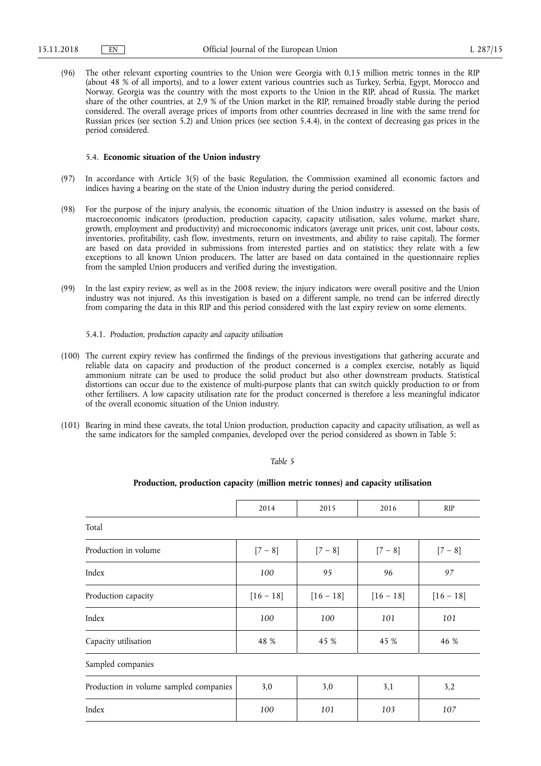(96) The other relevant exporting countries to the Union were Georgia with 0,15 million metric tonnes in the RIP (about 48 % of all imports), and to a lower extent various countries such as Turkey, Serbia, Egypt, Morocco and Norway. Georgia was the country with the most exports to the Union in the RIP, ahead of Russia. The market share of the other countries, at 2,9 % of the Union market in the RIP, remained broadly stable during the period considered. The overall average prices of imports from other countries decreased in line with the same trend for Russian prices (see section 5.2) and Union prices (see section 5.4.4), in the context of decreasing gas prices in the period considered.

### 5.4. **Economic situation of the Union industry**

(97) In accordance with Article 3(5) of the basic Regulation, the Commission examined all economic factors and indices having a bearing on the state of the Union industry during the period considered.

(98) For the purpose of the injury analysis, the economic situation of the Union industry is assessed on the basis of macroeconomic indicators (production, production capacity, capacity utilisation, sales volume, market share, growth, employment and productivity) and microeconomic indicators (average unit prices, unit cost, labour costs, inventories, profitability, cash flow, investments, return on investments, and ability to raise capital). The former are based on data provided in submissions from interested parties and on statistics; they relate with a few exceptions to all known Union producers. The latter are based on data contained in the questionnaire replies from the sampled Union producers and verified during the investigation.

(99) In the last expiry review, as well as in the 2008 review, the injury indicators were overall positive and the Union industry was not injured. As this investigation is based on a different sample, no trend can be inferred directly from comparing the data in this RIP and this period considered with the last expiry review on some elements.

#### 5.4.1. *Production, production capacity and capacity utilisation*

(100) The current expiry review has confirmed the findings of the previous investigations that gathering accurate and reliable data on capacity and production of the product concerned is a complex exercise, notably as liquid ammonium nitrate can be used to produce the solid product but also other downstream products. Statistical distortions can occur due to the existence of multi-purpose plants that can switch quickly production to or from other fertilisers. A low capacity utilisation rate for the product concerned is therefore a less meaningful indicator of the overall economic situation of the Union industry.

(101) Bearing in mind these caveats, the total Union production, production capacity and capacity utilisation, as well as the same indicators for the sampled companies, developed over the period considered as shown in Table 5:

*Table 5*

**Production, production capacity (million metric tonnes) and capacity utilisation**

| | 2014 | 2015 | 2016 | RIP |
|---|---|---|---|---|
| Total | | | | |
| Production in volume | [7 – 8] | [7 – 8] | [7 – 8] | [7 – 8] |
| Index | *100* | *95* | *96* | *97* |
| Production capacity | [16 – 18] | [16 – 18] | [16 – 18] | [16 – 18] |
| Index | *100* | *100* | *101* | *101* |
| Capacity utilisation | 48 % | 45 % | 45 % | 46 % |
| Sampled companies | | | | |
| Production in volume sampled companies | 3,0 | 3,0 | 3,1 | 3,2 |
| Index | *100* | *101* | *103* | *107* |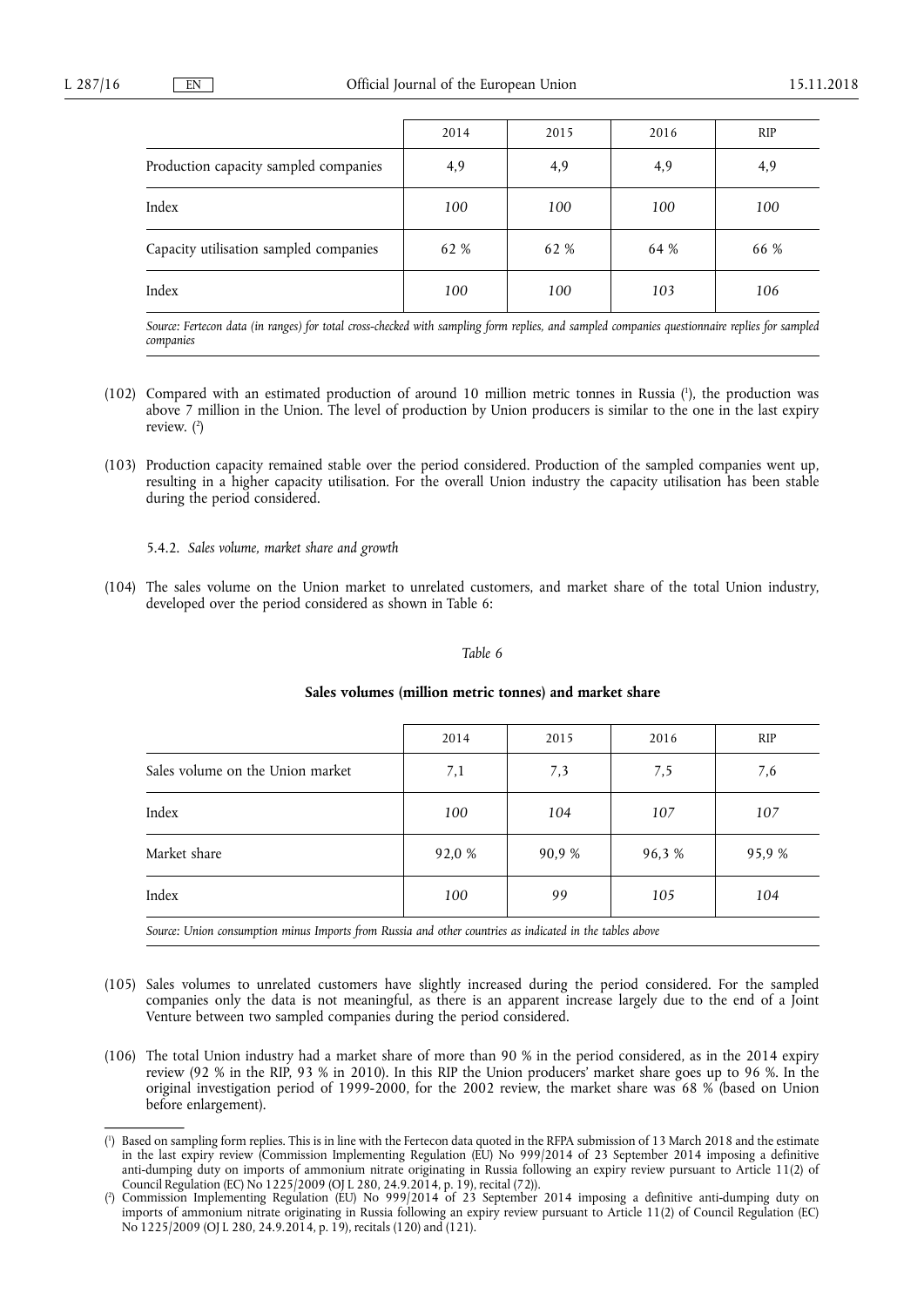| | 2014 | 2015 | 2016 | RIP |
|---|---|---|---|---|
| Production capacity sampled companies | 4,9 | 4,9 | 4,9 | 4,9 |
| Index | *100* | *100* | *100* | *100* |
| Capacity utilisation sampled companies | 62 % | 62 % | 64 % | 66 % |
| Index | *100* | *100* | *103* | *106* |

*Source: Fertecon data (in ranges) for total cross-checked with sampling form replies, and sampled companies questionnaire replies for sampled companies*

(102) Compared with an estimated production of around 10 million metric tonnes in Russia [1], the production was above 7 million in the Union. The level of production by Union producers is similar to the one in the last expiry review. [2]

(103) Production capacity remained stable over the period considered. Production of the sampled companies went up, resulting in a higher capacity utilisation. For the overall Union industry the capacity utilisation has been stable during the period considered.

5.4.2. *Sales volume, market share and growth*

(104) The sales volume on the Union market to unrelated customers, and market share of the total Union industry, developed over the period considered as shown in Table 6:

*Table 6*

**Sales volumes (million metric tonnes) and market share**

| | 2014 | 2015 | 2016 | RIP |
|---|---|---|---|---|
| Sales volume on the Union market | 7,1 | 7,3 | 7,5 | 7,6 |
| Index | *100* | *104* | *107* | *107* |
| Market share | 92,0 % | 90,9 % | 96,3 % | 95,9 % |
| Index | *100* | *99* | *105* | *104* |

*Source: Union consumption minus Imports from Russia and other countries as indicated in the tables above*

(105) Sales volumes to unrelated customers have slightly increased during the period considered. For the sampled companies only the data is not meaningful, as there is an apparent increase largely due to the end of a Joint Venture between two sampled companies during the period considered.

(106) The total Union industry had a market share of more than 90 % in the period considered, as in the 2014 expiry review (92 % in the RIP, 93 % in 2010). In this RIP the Union producers' market share goes up to 96 %. In the original investigation period of 1999-2000, for the 2002 review, the market share was 68 % (based on Union before enlargement).

[1] Based on sampling form replies. This is in line with the Fertecon data quoted in the RFPA submission of 13 March 2018 and the estimate in the last expiry review (Commission Implementing Regulation (EU) No 999/2014 of 23 September 2014 imposing a definitive anti-dumping duty on imports of ammonium nitrate originating in Russia following an expiry review pursuant to Article 11(2) of Council Regulation (EC) No 1225/2009 (OJ L 280, 24.9.2014, p. 19), recital (72)).

[2] Commission Implementing Regulation (EU) No 999/2014 of 23 September 2014 imposing a definitive anti-dumping duty on imports of ammonium nitrate originating in Russia following an expiry review pursuant to Article 11(2) of Council Regulation (EC) No 1225/2009 (OJ L 280, 24.9.2014, p. 19), recitals (120) and (121).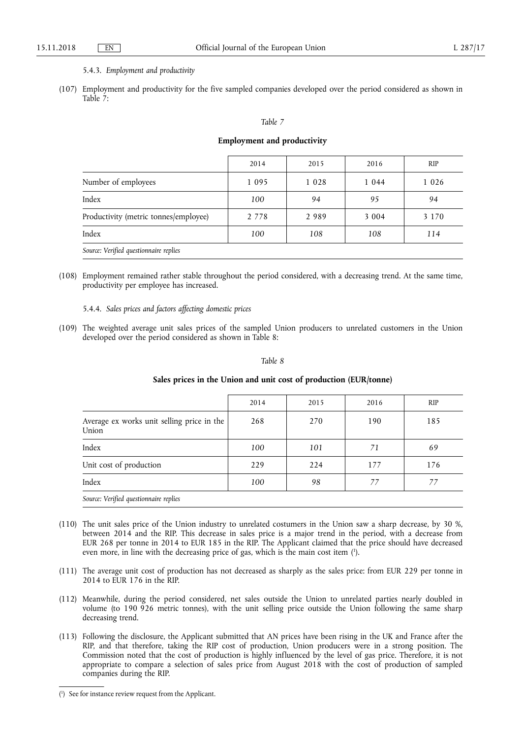5.4.3. *Employment and productivity*

(107) Employment and productivity for the five sampled companies developed over the period considered as shown in Table 7:

*Table 7*

**Employment and productivity**

| | 2014 | 2015 | 2016 | RIP |
|---|---|---|---|---|
| Number of employees | 1 095 | 1 028 | 1 044 | 1 026 |
| Index | *100* | *94* | *95* | *94* |
| Productivity (metric tonnes/employee) | 2 778 | 2 989 | 3 004 | 3 170 |
| Index | *100* | *108* | *108* | *114* |

*Source: Verified questionnaire replies*

(108) Employment remained rather stable throughout the period considered, with a decreasing trend. At the same time, productivity per employee has increased.

5.4.4. *Sales prices and factors affecting domestic prices*

(109) The weighted average unit sales prices of the sampled Union producers to unrelated customers in the Union developed over the period considered as shown in Table 8:

*Table 8*

**Sales prices in the Union and unit cost of production (EUR/tonne)**

| | 2014 | 2015 | 2016 | RIP |
|---|---|---|---|---|
| Average ex works unit selling price in the Union | 268 | 270 | 190 | 185 |
| Index | *100* | *101* | *71* | *69* |
| Unit cost of production | 229 | 224 | 177 | 176 |
| Index | *100* | *98* | *77* | *77* |

*Source: Verified questionnaire replies*

(110) The unit sales price of the Union industry to unrelated costumers in the Union saw a sharp decrease, by 30 %, between 2014 and the RIP. This decrease in sales price is a major trend in the period, with a decrease from EUR 268 per tonne in 2014 to EUR 185 in the RIP. The Applicant claimed that the price should have decreased even more, in line with the decreasing price of gas, which is the main cost item [1].

(111) The average unit cost of production has not decreased as sharply as the sales price: from EUR 229 per tonne in 2014 to EUR 176 in the RIP.

(112) Meanwhile, during the period considered, net sales outside the Union to unrelated parties nearly doubled in volume (to 190 926 metric tonnes), with the unit selling price outside the Union following the same sharp decreasing trend.

(113) Following the disclosure, the Applicant submitted that AN prices have been rising in the UK and France after the RIP, and that therefore, taking the RIP cost of production, Union producers were in a strong position. The Commission noted that the cost of production is highly influenced by the level of gas price. Therefore, it is not appropriate to compare a selection of sales price from August 2018 with the cost of production of sampled companies during the RIP.

---

[1] See for instance review request from the Applicant.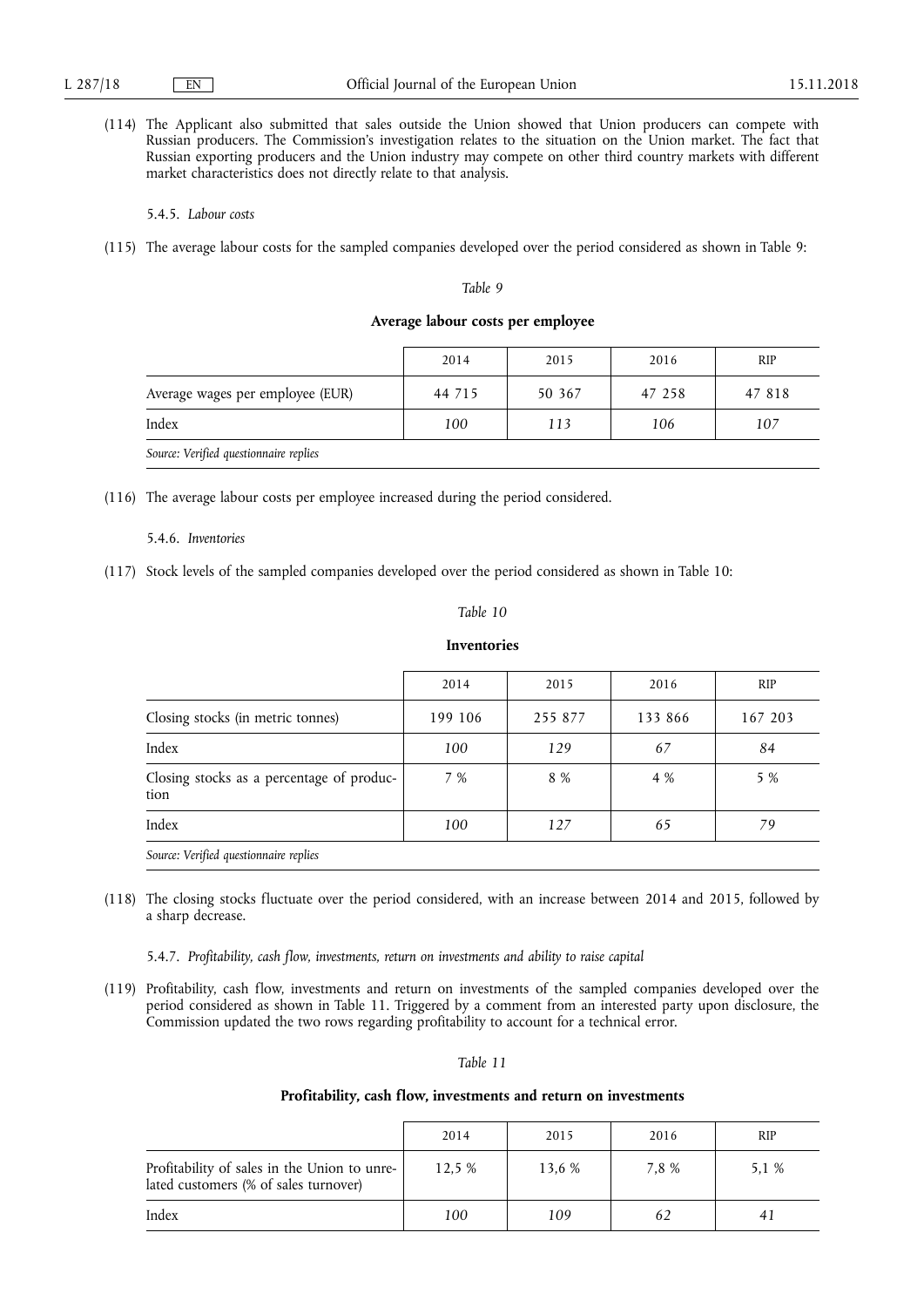(114) The Applicant also submitted that sales outside the Union showed that Union producers can compete with Russian producers. The Commission's investigation relates to the situation on the Union market. The fact that Russian exporting producers and the Union industry may compete on other third country markets with different market characteristics does not directly relate to that analysis.

5.4.5. *Labour costs*

(115) The average labour costs for the sampled companies developed over the period considered as shown in Table 9:

*Table 9*

**Average labour costs per employee**

| | 2014 | 2015 | 2016 | RIP |
|---|---|---|---|---|
| Average wages per employee (EUR) | 44 715 | 50 367 | 47 258 | 47 818 |
| Index | *100* | *113* | *106* | *107* |
| *Source: Verified questionnaire replies* | | | | |

(116) The average labour costs per employee increased during the period considered.

5.4.6. *Inventories*

(117) Stock levels of the sampled companies developed over the period considered as shown in Table 10:

*Table 10*

**Inventories**

| | 2014 | 2015 | 2016 | RIP |
|---|---|---|---|---|
| Closing stocks (in metric tonnes) | 199 106 | 255 877 | 133 866 | 167 203 |
| Index | *100* | *129* | *67* | *84* |
| Closing stocks as a percentage of production | 7 % | 8 % | 4 % | 5 % |
| Index | *100* | *127* | *65* | *79* |
| *Source: Verified questionnaire replies* | | | | |

(118) The closing stocks fluctuate over the period considered, with an increase between 2014 and 2015, followed by a sharp decrease.

5.4.7. *Profitability, cash flow, investments, return on investments and ability to raise capital*

(119) Profitability, cash flow, investments and return on investments of the sampled companies developed over the period considered as shown in Table 11. Triggered by a comment from an interested party upon disclosure, the Commission updated the two rows regarding profitability to account for a technical error.

*Table 11*

**Profitability, cash flow, investments and return on investments**

| | 2014 | 2015 | 2016 | RIP |
|---|---|---|---|---|
| Profitability of sales in the Union to unrelated customers (% of sales turnover) | 12,5 % | 13,6 % | 7,8 % | 5,1 % |
| Index | *100* | *109* | *62* | *41* |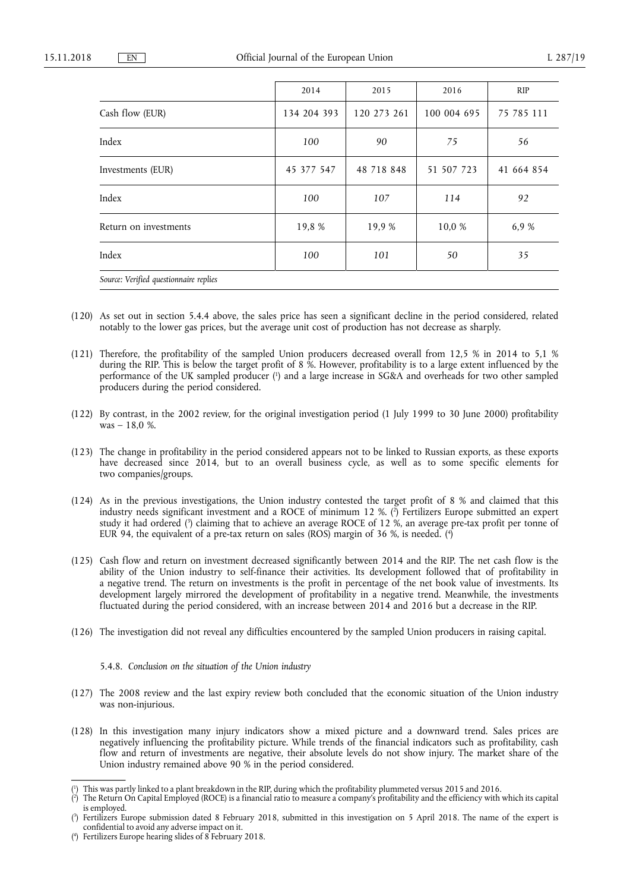| | 2014 | 2015 | 2016 | RIP |
|---|---|---|---|---|
| Cash flow (EUR) | 134 204 393 | 120 273 261 | 100 004 695 | 75 785 111 |
| Index | *100* | *90* | *75* | *56* |
| Investments (EUR) | 45 377 547 | 48 718 848 | 51 507 723 | 41 664 854 |
| Index | *100* | *107* | *114* | *92* |
| Return on investments | 19,8 % | 19,9 % | 10,0 % | 6,9 % |
| Index | *100* | *101* | *50* | *35* |

*Source: Verified questionnaire replies*

(120) As set out in section 5.4.4 above, the sales price has seen a significant decline in the period considered, related notably to the lower gas prices, but the average unit cost of production has not decrease as sharply.

(121) Therefore, the profitability of the sampled Union producers decreased overall from 12,5 % in 2014 to 5,1 % during the RIP. This is below the target profit of 8 %. However, profitability is to a large extent influenced by the performance of the UK sampled producer ([1]) and a large increase in SG&A and overheads for two other sampled producers during the period considered.

(122) By contrast, in the 2002 review, for the original investigation period (1 July 1999 to 30 June 2000) profitability was – 18,0 %.

(123) The change in profitability in the period considered appears not to be linked to Russian exports, as these exports have decreased since 2014, but to an overall business cycle, as well as to some specific elements for two companies/groups.

(124) As in the previous investigations, the Union industry contested the target profit of 8 % and claimed that this industry needs significant investment and a ROCE of minimum 12 %. ([2]) Fertilizers Europe submitted an expert study it had ordered ([3]) claiming that to achieve an average ROCE of 12 %, an average pre-tax profit per tonne of EUR 94, the equivalent of a pre-tax return on sales (ROS) margin of 36 %, is needed. ([4])

(125) Cash flow and return on investment decreased significantly between 2014 and the RIP. The net cash flow is the ability of the Union industry to self-finance their activities. Its development followed that of profitability in a negative trend. The return on investments is the profit in percentage of the net book value of investments. Its development largely mirrored the development of profitability in a negative trend. Meanwhile, the investments fluctuated during the period considered, with an increase between 2014 and 2016 but a decrease in the RIP.

(126) The investigation did not reveal any difficulties encountered by the sampled Union producers in raising capital.

5.4.8. *Conclusion on the situation of the Union industry*

(127) The 2008 review and the last expiry review both concluded that the economic situation of the Union industry was non-injurious.

(128) In this investigation many injury indicators show a mixed picture and a downward trend. Sales prices are negatively influencing the profitability picture. While trends of the financial indicators such as profitability, cash flow and return of investments are negative, their absolute levels do not show injury. The market share of the Union industry remained above 90 % in the period considered.

---

([1]) This was partly linked to a plant breakdown in the RIP, during which the profitability plummeted versus 2015 and 2016.

([2]) The Return On Capital Employed (ROCE) is a financial ratio to measure a company's profitability and the efficiency with which its capital is employed.

([3]) Fertilizers Europe submission dated 8 February 2018, submitted in this investigation on 5 April 2018. The name of the expert is confidential to avoid any adverse impact on it.

([4]) Fertilizers Europe hearing slides of 8 February 2018.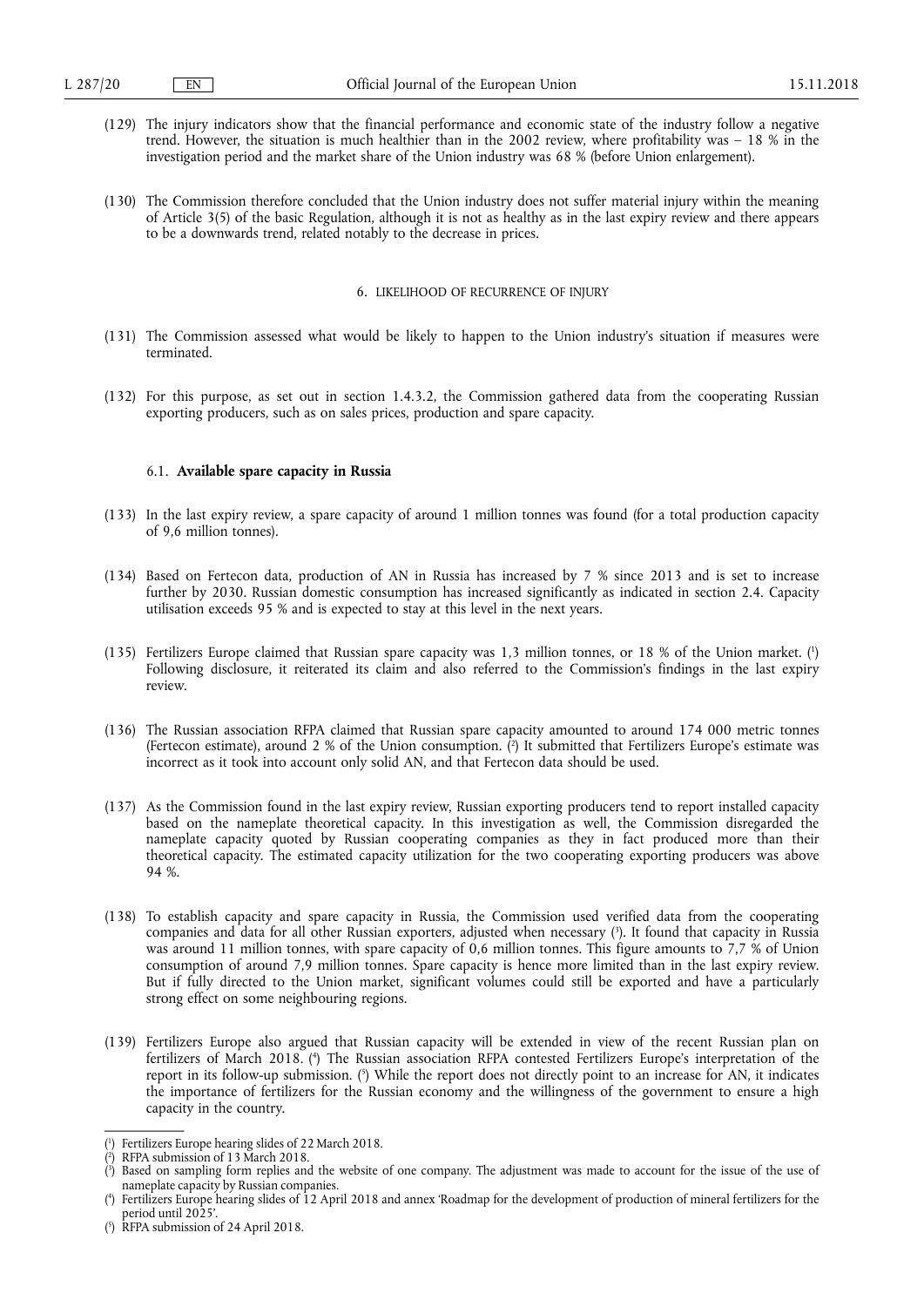(129) The injury indicators show that the financial performance and economic state of the industry follow a negative trend. However, the situation is much healthier than in the 2002 review, where profitability was – 18 % in the investigation period and the market share of the Union industry was 68 % (before Union enlargement).

(130) The Commission therefore concluded that the Union industry does not suffer material injury within the meaning of Article 3(5) of the basic Regulation, although it is not as healthy as in the last expiry review and there appears to be a downwards trend, related notably to the decrease in prices.

## 6. LIKELIHOOD OF RECURRENCE OF INJURY

(131) The Commission assessed what would be likely to happen to the Union industry's situation if measures were terminated.

(132) For this purpose, as set out in section 1.4.3.2, the Commission gathered data from the cooperating Russian exporting producers, such as on sales prices, production and spare capacity.

### 6.1. **Available spare capacity in Russia**

(133) In the last expiry review, a spare capacity of around 1 million tonnes was found (for a total production capacity of 9,6 million tonnes).

(134) Based on Fertecon data, production of AN in Russia has increased by 7 % since 2013 and is set to increase further by 2030. Russian domestic consumption has increased significantly as indicated in section 2.4. Capacity utilisation exceeds 95 % and is expected to stay at this level in the next years.

(135) Fertilizers Europe claimed that Russian spare capacity was 1,3 million tonnes, or 18 % of the Union market. [1] Following disclosure, it reiterated its claim and also referred to the Commission's findings in the last expiry review.

(136) The Russian association RFPA claimed that Russian spare capacity amounted to around 174 000 metric tonnes (Fertecon estimate), around 2 % of the Union consumption. [2] It submitted that Fertilizers Europe's estimate was incorrect as it took into account only solid AN, and that Fertecon data should be used.

(137) As the Commission found in the last expiry review, Russian exporting producers tend to report installed capacity based on the nameplate theoretical capacity. In this investigation as well, the Commission disregarded the nameplate capacity quoted by Russian cooperating companies as they in fact produced more than their theoretical capacity. The estimated capacity utilization for the two cooperating exporting producers was above 94 %.

(138) To establish capacity and spare capacity in Russia, the Commission used verified data from the cooperating companies and data for all other Russian exporters, adjusted when necessary [3]. It found that capacity in Russia was around 11 million tonnes, with spare capacity of 0,6 million tonnes. This figure amounts to 7,7 % of Union consumption of around 7,9 million tonnes. Spare capacity is hence more limited than in the last expiry review. But if fully directed to the Union market, significant volumes could still be exported and have a particularly strong effect on some neighbouring regions.

(139) Fertilizers Europe also argued that Russian capacity will be extended in view of the recent Russian plan on fertilizers of March 2018. [4] The Russian association RFPA contested Fertilizers Europe's interpretation of the report in its follow-up submission. [5] While the report does not directly point to an increase for AN, it indicates the importance of fertilizers for the Russian economy and the willingness of the government to ensure a high capacity in the country.

---

[1] Fertilizers Europe hearing slides of 22 March 2018.

[2] RFPA submission of 13 March 2018.

[3] Based on sampling form replies and the website of one company. The adjustment was made to account for the issue of the use of nameplate capacity by Russian companies.

[4] Fertilizers Europe hearing slides of 12 April 2018 and annex 'Roadmap for the development of production of mineral fertilizers for the period until 2025'.

[5] RFPA submission of 24 April 2018.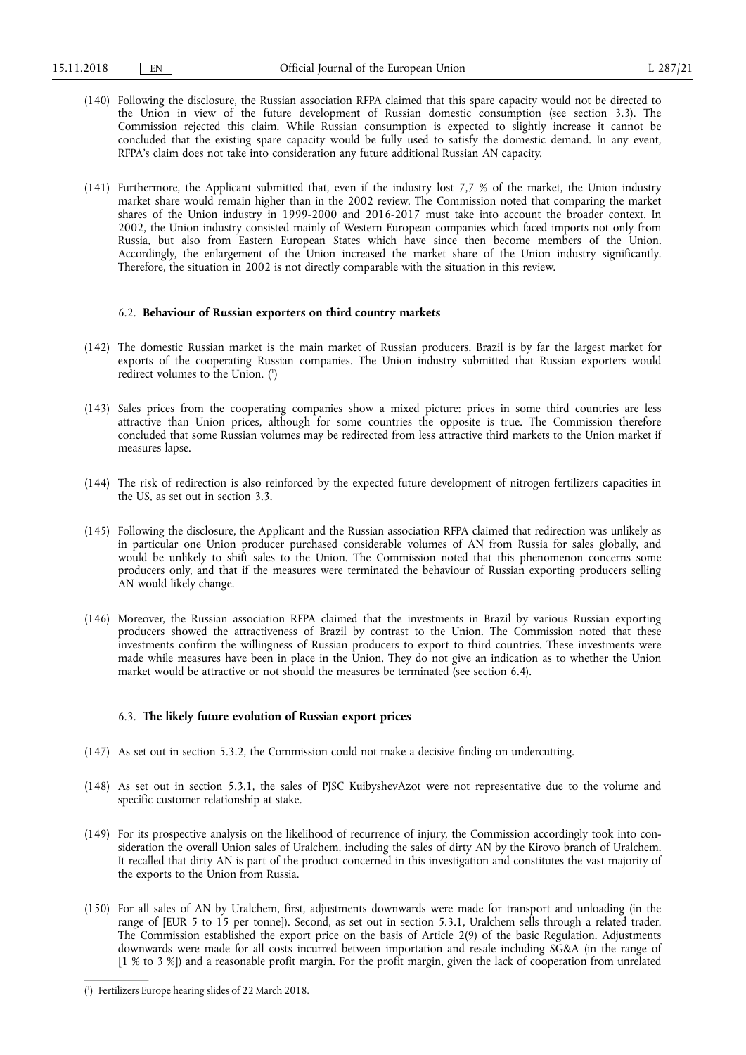(140) Following the disclosure, the Russian association RFPA claimed that this spare capacity would not be directed to the Union in view of the future development of Russian domestic consumption (see section 3.3). The Commission rejected this claim. While Russian consumption is expected to slightly increase it cannot be concluded that the existing spare capacity would be fully used to satisfy the domestic demand. In any event, RFPA's claim does not take into consideration any future additional Russian AN capacity.

(141) Furthermore, the Applicant submitted that, even if the industry lost 7,7 % of the market, the Union industry market share would remain higher than in the 2002 review. The Commission noted that comparing the market shares of the Union industry in 1999-2000 and 2016-2017 must take into account the broader context. In 2002, the Union industry consisted mainly of Western European companies which faced imports not only from Russia, but also from Eastern European States which have since then become members of the Union. Accordingly, the enlargement of the Union increased the market share of the Union industry significantly. Therefore, the situation in 2002 is not directly comparable with the situation in this review.

### 6.2. **Behaviour of Russian exporters on third country markets**

(142) The domestic Russian market is the main market of Russian producers. Brazil is by far the largest market for exports of the cooperating Russian companies. The Union industry submitted that Russian exporters would redirect volumes to the Union. [1]

(143) Sales prices from the cooperating companies show a mixed picture: prices in some third countries are less attractive than Union prices, although for some countries the opposite is true. The Commission therefore concluded that some Russian volumes may be redirected from less attractive third markets to the Union market if measures lapse.

(144) The risk of redirection is also reinforced by the expected future development of nitrogen fertilizers capacities in the US, as set out in section 3.3.

(145) Following the disclosure, the Applicant and the Russian association RFPA claimed that redirection was unlikely as in particular one Union producer purchased considerable volumes of AN from Russia for sales globally, and would be unlikely to shift sales to the Union. The Commission noted that this phenomenon concerns some producers only, and that if the measures were terminated the behaviour of Russian exporting producers selling AN would likely change.

(146) Moreover, the Russian association RFPA claimed that the investments in Brazil by various Russian exporting producers showed the attractiveness of Brazil by contrast to the Union. The Commission noted that these investments confirm the willingness of Russian producers to export to third countries. These investments were made while measures have been in place in the Union. They do not give an indication as to whether the Union market would be attractive or not should the measures be terminated (see section 6.4).

### 6.3. **The likely future evolution of Russian export prices**

(147) As set out in section 5.3.2, the Commission could not make a decisive finding on undercutting.

(148) As set out in section 5.3.1, the sales of PJSC KuibyshevAzot were not representative due to the volume and specific customer relationship at stake.

(149) For its prospective analysis on the likelihood of recurrence of injury, the Commission accordingly took into consideration the overall Union sales of Uralchem, including the sales of dirty AN by the Kirovo branch of Uralchem. It recalled that dirty AN is part of the product concerned in this investigation and constitutes the vast majority of the exports to the Union from Russia.

(150) For all sales of AN by Uralchem, first, adjustments downwards were made for transport and unloading (in the range of [EUR 5 to 15 per tonne]). Second, as set out in section 5.3.1, Uralchem sells through a related trader. The Commission established the export price on the basis of Article 2(9) of the basic Regulation. Adjustments downwards were made for all costs incurred between importation and resale including SG&A (in the range of [1 % to 3 %]) and a reasonable profit margin. For the profit margin, given the lack of cooperation from unrelated

---

[1] Fertilizers Europe hearing slides of 22 March 2018.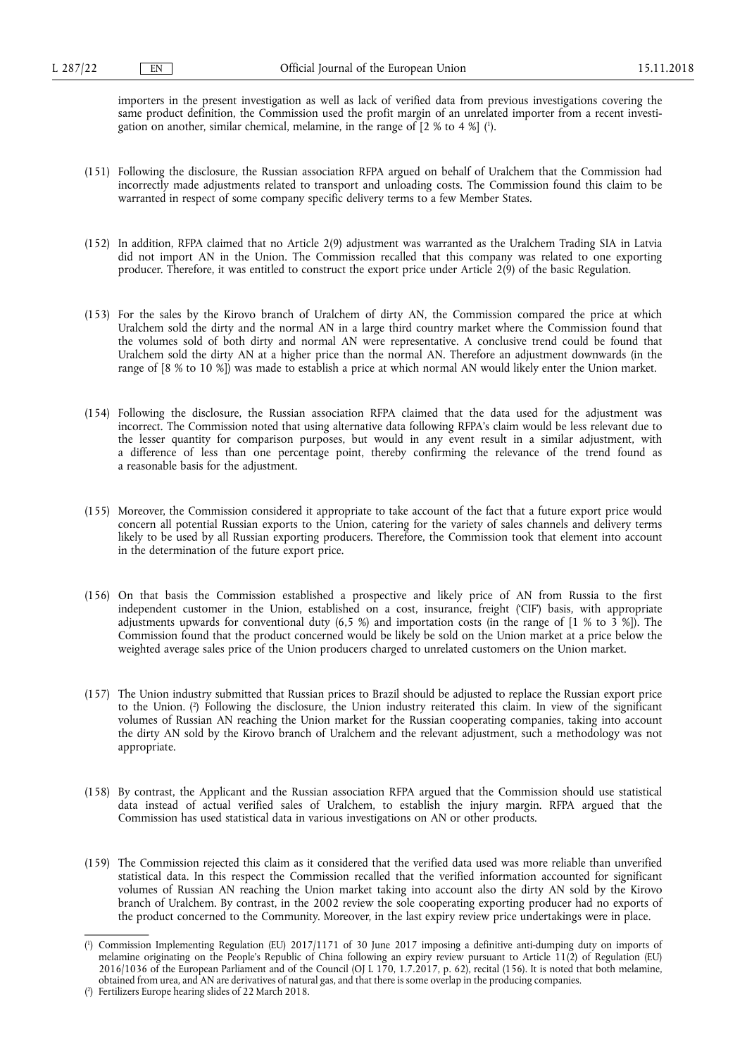importers in the present investigation as well as lack of verified data from previous investigations covering the same product definition, the Commission used the profit margin of an unrelated importer from a recent investigation on another, similar chemical, melamine, in the range of [2 % to 4 %] [1].

(151) Following the disclosure, the Russian association RFPA argued on behalf of Uralchem that the Commission had incorrectly made adjustments related to transport and unloading costs. The Commission found this claim to be warranted in respect of some company specific delivery terms to a few Member States.

(152) In addition, RFPA claimed that no Article 2(9) adjustment was warranted as the Uralchem Trading SIA in Latvia did not import AN in the Union. The Commission recalled that this company was related to one exporting producer. Therefore, it was entitled to construct the export price under Article 2(9) of the basic Regulation.

(153) For the sales by the Kirovo branch of Uralchem of dirty AN, the Commission compared the price at which Uralchem sold the dirty and the normal AN in a large third country market where the Commission found that the volumes sold of both dirty and normal AN were representative. A conclusive trend could be found that Uralchem sold the dirty AN at a higher price than the normal AN. Therefore an adjustment downwards (in the range of [8 % to 10 %]) was made to establish a price at which normal AN would likely enter the Union market.

(154) Following the disclosure, the Russian association RFPA claimed that the data used for the adjustment was incorrect. The Commission noted that using alternative data following RFPA's claim would be less relevant due to the lesser quantity for comparison purposes, but would in any event result in a similar adjustment, with a difference of less than one percentage point, thereby confirming the relevance of the trend found as a reasonable basis for the adjustment.

(155) Moreover, the Commission considered it appropriate to take account of the fact that a future export price would concern all potential Russian exports to the Union, catering for the variety of sales channels and delivery terms likely to be used by all Russian exporting producers. Therefore, the Commission took that element into account in the determination of the future export price.

(156) On that basis the Commission established a prospective and likely price of AN from Russia to the first independent customer in the Union, established on a cost, insurance, freight ('CIF') basis, with appropriate adjustments upwards for conventional duty (6,5 %) and importation costs (in the range of [1 % to 3 %]). The Commission found that the product concerned would be likely be sold on the Union market at a price below the weighted average sales price of the Union producers charged to unrelated customers on the Union market.

(157) The Union industry submitted that Russian prices to Brazil should be adjusted to replace the Russian export price to the Union. [2] Following the disclosure, the Union industry reiterated this claim. In view of the significant volumes of Russian AN reaching the Union market for the Russian cooperating companies, taking into account the dirty AN sold by the Kirovo branch of Uralchem and the relevant adjustment, such a methodology was not appropriate.

(158) By contrast, the Applicant and the Russian association RFPA argued that the Commission should use statistical data instead of actual verified sales of Uralchem, to establish the injury margin. RFPA argued that the Commission has used statistical data in various investigations on AN or other products.

(159) The Commission rejected this claim as it considered that the verified data used was more reliable than unverified statistical data. In this respect the Commission recalled that the verified information accounted for significant volumes of Russian AN reaching the Union market taking into account also the dirty AN sold by the Kirovo branch of Uralchem. By contrast, in the 2002 review the sole cooperating exporting producer had no exports of the product concerned to the Community. Moreover, in the last expiry review price undertakings were in place.

---

[1] Commission Implementing Regulation (EU) 2017/1171 of 30 June 2017 imposing a definitive anti-dumping duty on imports of melamine originating on the People's Republic of China following an expiry review pursuant to Article 11(2) of Regulation (EU) 2016/1036 of the European Parliament and of the Council (OJ L 170, 1.7.2017, p. 62), recital (156). It is noted that both melamine, obtained from urea, and AN are derivatives of natural gas, and that there is some overlap in the producing companies.

[2] Fertilizers Europe hearing slides of 22 March 2018.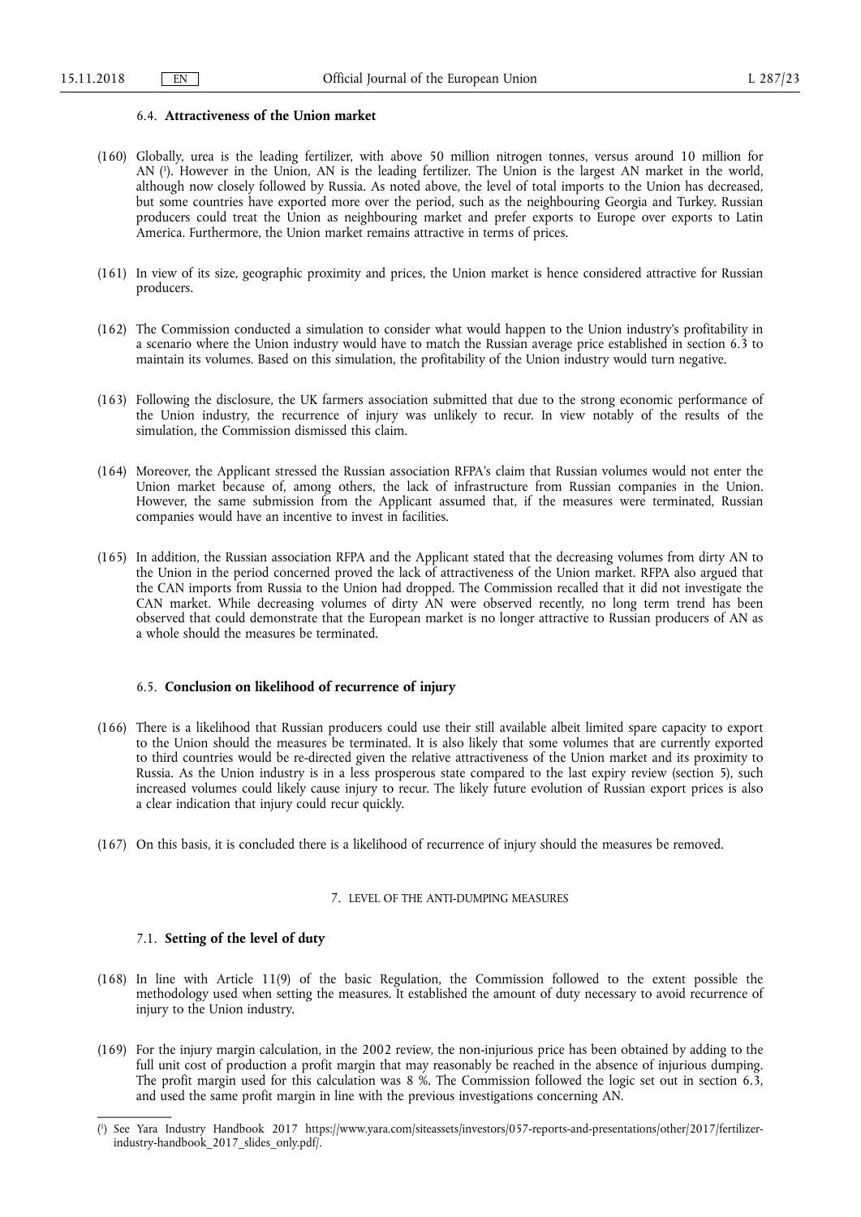### 6.4. **Attractiveness of the Union market**

(160) Globally, urea is the leading fertilizer, with above 50 million nitrogen tonnes, versus around 10 million for AN [1]. However in the Union, AN is the leading fertilizer. The Union is the largest AN market in the world, although now closely followed by Russia. As noted above, the level of total imports to the Union has decreased, but some countries have exported more over the period, such as the neighbouring Georgia and Turkey. Russian producers could treat the Union as neighbouring market and prefer exports to Europe over exports to Latin America. Furthermore, the Union market remains attractive in terms of prices.

(161) In view of its size, geographic proximity and prices, the Union market is hence considered attractive for Russian producers.

(162) The Commission conducted a simulation to consider what would happen to the Union industry's profitability in a scenario where the Union industry would have to match the Russian average price established in section 6.3 to maintain its volumes. Based on this simulation, the profitability of the Union industry would turn negative.

(163) Following the disclosure, the UK farmers association submitted that due to the strong economic performance of the Union industry, the recurrence of injury was unlikely to recur. In view notably of the results of the simulation, the Commission dismissed this claim.

(164) Moreover, the Applicant stressed the Russian association RFPA's claim that Russian volumes would not enter the Union market because of, among others, the lack of infrastructure from Russian companies in the Union. However, the same submission from the Applicant assumed that, if the measures were terminated, Russian companies would have an incentive to invest in facilities.

(165) In addition, the Russian association RFPA and the Applicant stated that the decreasing volumes from dirty AN to the Union in the period concerned proved the lack of attractiveness of the Union market. RFPA also argued that the CAN imports from Russia to the Union had dropped. The Commission recalled that it did not investigate the CAN market. While decreasing volumes of dirty AN were observed recently, no long term trend has been observed that could demonstrate that the European market is no longer attractive to Russian producers of AN as a whole should the measures be terminated.

### 6.5. **Conclusion on likelihood of recurrence of injury**

(166) There is a likelihood that Russian producers could use their still available albeit limited spare capacity to export to the Union should the measures be terminated. It is also likely that some volumes that are currently exported to third countries would be re-directed given the relative attractiveness of the Union market and its proximity to Russia. As the Union industry is in a less prosperous state compared to the last expiry review (section 5), such increased volumes could likely cause injury to recur. The likely future evolution of Russian export prices is also a clear indication that injury could recur quickly.

(167) On this basis, it is concluded there is a likelihood of recurrence of injury should the measures be removed.

## 7. LEVEL OF THE ANTI-DUMPING MEASURES

### 7.1. **Setting of the level of duty**

(168) In line with Article 11(9) of the basic Regulation, the Commission followed to the extent possible the methodology used when setting the measures. It established the amount of duty necessary to avoid recurrence of injury to the Union industry.

(169) For the injury margin calculation, in the 2002 review, the non-injurious price has been obtained by adding to the full unit cost of production a profit margin that may reasonably be reached in the absence of injurious dumping. The profit margin used for this calculation was 8 %. The Commission followed the logic set out in section 6.3, and used the same profit margin in line with the previous investigations concerning AN.

---

[1] See Yara Industry Handbook 2017 https://www.yara.com/siteassets/investors/057-reports-and-presentations/other/2017/fertilizer-industry-handbook_2017_slides_only.pdf/.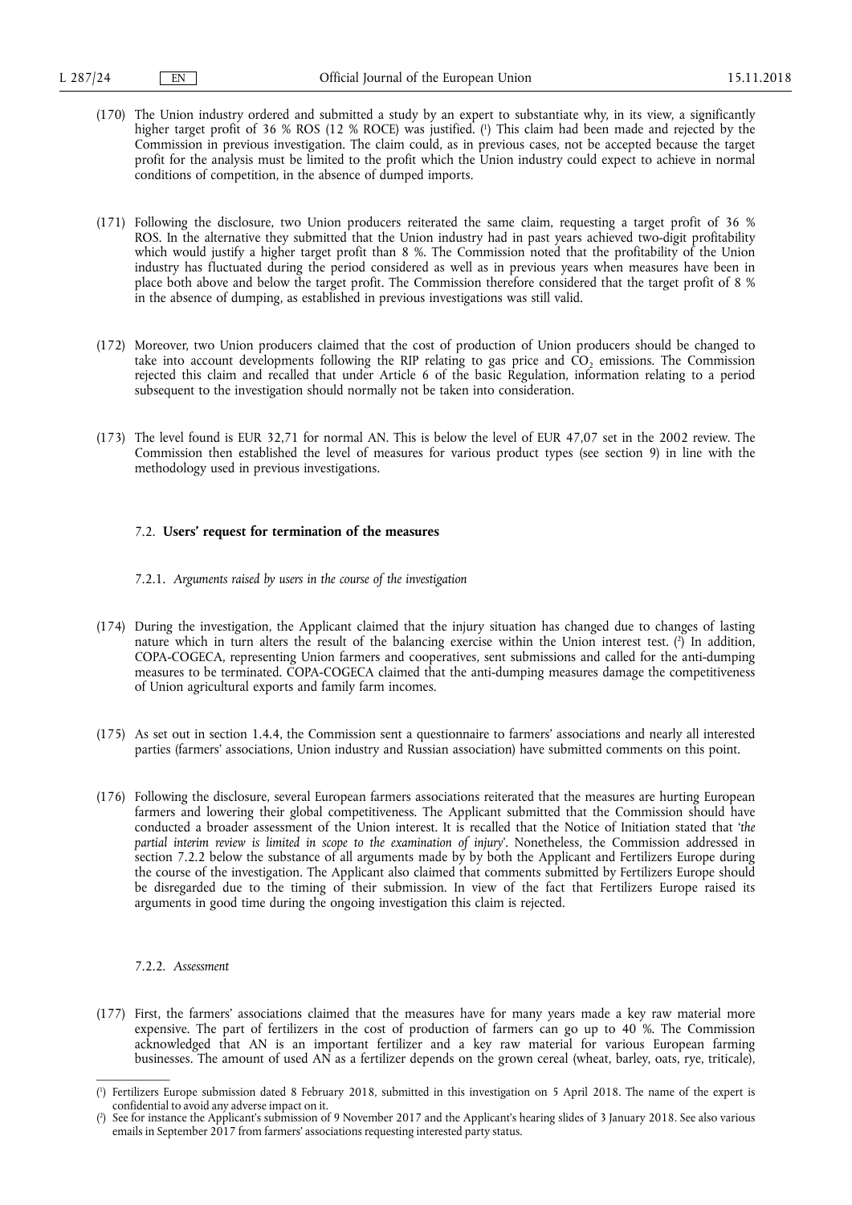(170) The Union industry ordered and submitted a study by an expert to substantiate why, in its view, a significantly higher target profit of 36 % ROS (12 % ROCE) was justified. [1] This claim had been made and rejected by the Commission in previous investigation. The claim could, as in previous cases, not be accepted because the target profit for the analysis must be limited to the profit which the Union industry could expect to achieve in normal conditions of competition, in the absence of dumped imports.

(171) Following the disclosure, two Union producers reiterated the same claim, requesting a target profit of 36 % ROS. In the alternative they submitted that the Union industry had in past years achieved two-digit profitability which would justify a higher target profit than 8 %. The Commission noted that the profitability of the Union industry has fluctuated during the period considered as well as in previous years when measures have been in place both above and below the target profit. The Commission therefore considered that the target profit of 8 % in the absence of dumping, as established in previous investigations was still valid.

(172) Moreover, two Union producers claimed that the cost of production of Union producers should be changed to take into account developments following the RIP relating to gas price and $CO_2$ emissions. The Commission rejected this claim and recalled that under Article 6 of the basic Regulation, information relating to a period subsequent to the investigation should normally not be taken into consideration.

(173) The level found is EUR 32,71 for normal AN. This is below the level of EUR 47,07 set in the 2002 review. The Commission then established the level of measures for various product types (see section 9) in line with the methodology used in previous investigations.

### 7.2. **Users' request for termination of the measures**

#### 7.2.1. *Arguments raised by users in the course of the investigation*

(174) During the investigation, the Applicant claimed that the injury situation has changed due to changes of lasting nature which in turn alters the result of the balancing exercise within the Union interest test. [2] In addition, COPA-COGECA, representing Union farmers and cooperatives, sent submissions and called for the anti-dumping measures to be terminated. COPA-COGECA claimed that the anti-dumping measures damage the competitiveness of Union agricultural exports and family farm incomes.

(175) As set out in section 1.4.4, the Commission sent a questionnaire to farmers' associations and nearly all interested parties (farmers' associations, Union industry and Russian association) have submitted comments on this point.

(176) Following the disclosure, several European farmers associations reiterated that the measures are hurting European farmers and lowering their global competitiveness. The Applicant submitted that the Commission should have conducted a broader assessment of the Union interest. It is recalled that the Notice of Initiation stated that '*the partial interim review is limited in scope to the examination of injury*'. Nonetheless, the Commission addressed in section 7.2.2 below the substance of all arguments made by by both the Applicant and Fertilizers Europe during the course of the investigation. The Applicant also claimed that comments submitted by Fertilizers Europe should be disregarded due to the timing of their submission. In view of the fact that Fertilizers Europe raised its arguments in good time during the ongoing investigation this claim is rejected.

#### 7.2.2. *Assessment*

(177) First, the farmers' associations claimed that the measures have for many years made a key raw material more expensive. The part of fertilizers in the cost of production of farmers can go up to 40 %. The Commission acknowledged that AN is an important fertilizer and a key raw material for various European farming businesses. The amount of used AN as a fertilizer depends on the grown cereal (wheat, barley, oats, rye, triticale),

---

[1] Fertilizers Europe submission dated 8 February 2018, submitted in this investigation on 5 April 2018. The name of the expert is confidential to avoid any adverse impact on it.

[2] See for instance the Applicant's submission of 9 November 2017 and the Applicant's hearing slides of 3 January 2018. See also various emails in September 2017 from farmers' associations requesting interested party status.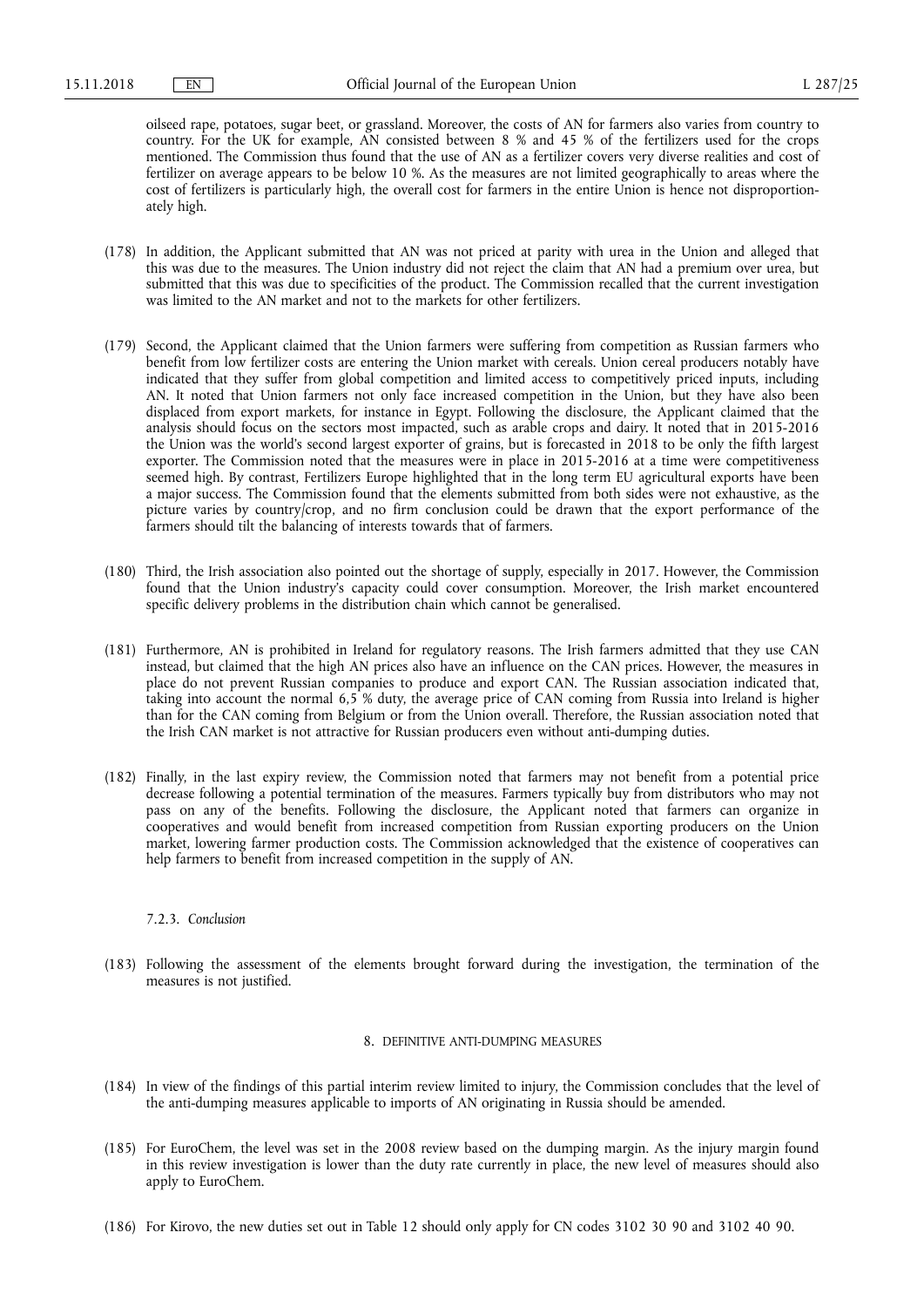oilseed rape, potatoes, sugar beet, or grassland. Moreover, the costs of AN for farmers also varies from country to country. For the UK for example, AN consisted between 8 % and 45 % of the fertilizers used for the crops mentioned. The Commission thus found that the use of AN as a fertilizer covers very diverse realities and cost of fertilizer on average appears to be below 10 %. As the measures are not limited geographically to areas where the cost of fertilizers is particularly high, the overall cost for farmers in the entire Union is hence not disproportionately high.

(178) In addition, the Applicant submitted that AN was not priced at parity with urea in the Union and alleged that this was due to the measures. The Union industry did not reject the claim that AN had a premium over urea, but submitted that this was due to specificities of the product. The Commission recalled that the current investigation was limited to the AN market and not to the markets for other fertilizers.

(179) Second, the Applicant claimed that the Union farmers were suffering from competition as Russian farmers who benefit from low fertilizer costs are entering the Union market with cereals. Union cereal producers notably have indicated that they suffer from global competition and limited access to competitively priced inputs, including AN. It noted that Union farmers not only face increased competition in the Union, but they have also been displaced from export markets, for instance in Egypt. Following the disclosure, the Applicant claimed that the analysis should focus on the sectors most impacted, such as arable crops and dairy. It noted that in 2015-2016 the Union was the world's second largest exporter of grains, but is forecasted in 2018 to be only the fifth largest exporter. The Commission noted that the measures were in place in 2015-2016 at a time were competitiveness seemed high. By contrast, Fertilizers Europe highlighted that in the long term EU agricultural exports have been a major success. The Commission found that the elements submitted from both sides were not exhaustive, as the picture varies by country/crop, and no firm conclusion could be drawn that the export performance of the farmers should tilt the balancing of interests towards that of farmers.

(180) Third, the Irish association also pointed out the shortage of supply, especially in 2017. However, the Commission found that the Union industry's capacity could cover consumption. Moreover, the Irish market encountered specific delivery problems in the distribution chain which cannot be generalised.

(181) Furthermore, AN is prohibited in Ireland for regulatory reasons. The Irish farmers admitted that they use CAN instead, but claimed that the high AN prices also have an influence on the CAN prices. However, the measures in place do not prevent Russian companies to produce and export CAN. The Russian association indicated that, taking into account the normal 6,5 % duty, the average price of CAN coming from Russia into Ireland is higher than for the CAN coming from Belgium or from the Union overall. Therefore, the Russian association noted that the Irish CAN market is not attractive for Russian producers even without anti-dumping duties.

(182) Finally, in the last expiry review, the Commission noted that farmers may not benefit from a potential price decrease following a potential termination of the measures. Farmers typically buy from distributors who may not pass on any of the benefits. Following the disclosure, the Applicant noted that farmers can organize in cooperatives and would benefit from increased competition from Russian exporting producers on the Union market, lowering farmer production costs. The Commission acknowledged that the existence of cooperatives can help farmers to benefit from increased competition in the supply of AN.

#### 7.2.3. *Conclusion*

(183) Following the assessment of the elements brought forward during the investigation, the termination of the measures is not justified.

## 8. DEFINITIVE ANTI-DUMPING MEASURES

(184) In view of the findings of this partial interim review limited to injury, the Commission concludes that the level of the anti-dumping measures applicable to imports of AN originating in Russia should be amended.

(185) For EuroChem, the level was set in the 2008 review based on the dumping margin. As the injury margin found in this review investigation is lower than the duty rate currently in place, the new level of measures should also apply to EuroChem.

(186) For Kirovo, the new duties set out in Table 12 should only apply for CN codes 3102 30 90 and 3102 40 90.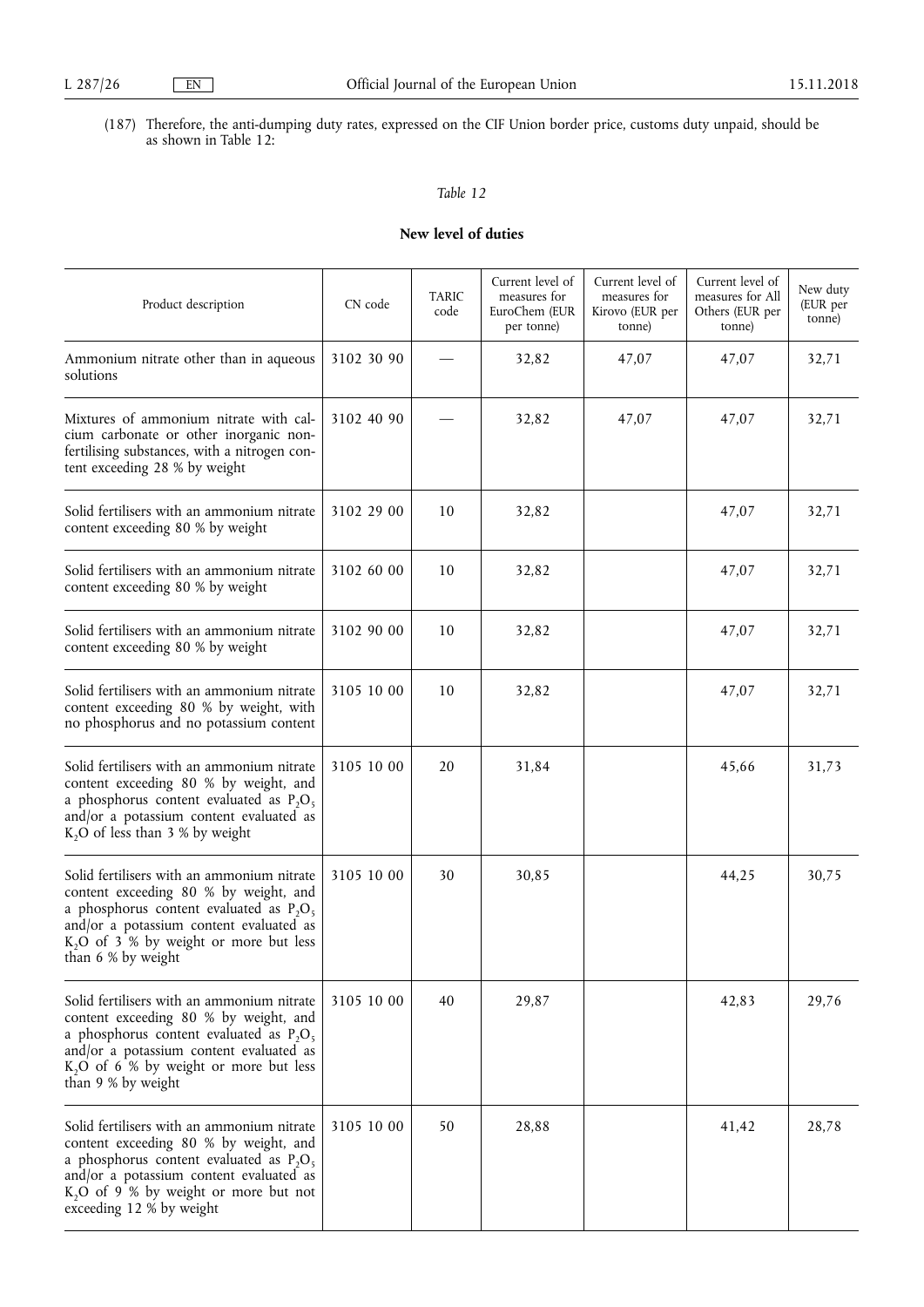(187) Therefore, the anti-dumping duty rates, expressed on the CIF Union border price, customs duty unpaid, should be as shown in Table 12:

*Table 12*

**New level of duties**

| Product description | CN code | TARIC code | Current level of measures for EuroChem (EUR per tonne) | Current level of measures for Kirovo (EUR per tonne) | Current level of measures for All Others (EUR per tonne) | New duty (EUR per tonne) |
|---|---|---|---|---|---|---|
| Ammonium nitrate other than in aqueous solutions | 3102 30 90 | — | 32,82 | 47,07 | 47,07 | 32,71 |
| Mixtures of ammonium nitrate with calcium carbonate or other inorganic non-fertilising substances, with a nitrogen content exceeding 28 % by weight | 3102 40 90 | — | 32,82 | 47,07 | 47,07 | 32,71 |
| Solid fertilisers with an ammonium nitrate content exceeding 80 % by weight | 3102 29 00 | 10 | 32,82 | | 47,07 | 32,71 |
| Solid fertilisers with an ammonium nitrate content exceeding 80 % by weight | 3102 60 00 | 10 | 32,82 | | 47,07 | 32,71 |
| Solid fertilisers with an ammonium nitrate content exceeding 80 % by weight | 3102 90 00 | 10 | 32,82 | | 47,07 | 32,71 |
| Solid fertilisers with an ammonium nitrate content exceeding 80 % by weight, with no phosphorus and no potassium content | 3105 10 00 | 10 | 32,82 | | 47,07 | 32,71 |
| Solid fertilisers with an ammonium nitrate content exceeding 80 % by weight, and a phosphorus content evaluated as $P_2O_5$ and/or a potassium content evaluated as $K_2O$ of less than 3 % by weight | 3105 10 00 | 20 | 31,84 | | 45,66 | 31,73 |
| Solid fertilisers with an ammonium nitrate content exceeding 80 % by weight, and a phosphorus content evaluated as $P_2O_5$ and/or a potassium content evaluated as $K_2O$ of 3 % by weight or more but less than 6 % by weight | 3105 10 00 | 30 | 30,85 | | 44,25 | 30,75 |
| Solid fertilisers with an ammonium nitrate content exceeding 80 % by weight, and a phosphorus content evaluated as $P_2O_5$ and/or a potassium content evaluated as $K_2O$ of 6 % by weight or more but less than 9 % by weight | 3105 10 00 | 40 | 29,87 | | 42,83 | 29,76 |
| Solid fertilisers with an ammonium nitrate content exceeding 80 % by weight, and a phosphorus content evaluated as $P_2O_5$ and/or a potassium content evaluated as $K_2O$ of 9 % by weight or more but not exceeding 12 % by weight | 3105 10 00 | 50 | 28,88 | | 41,42 | 28,78 |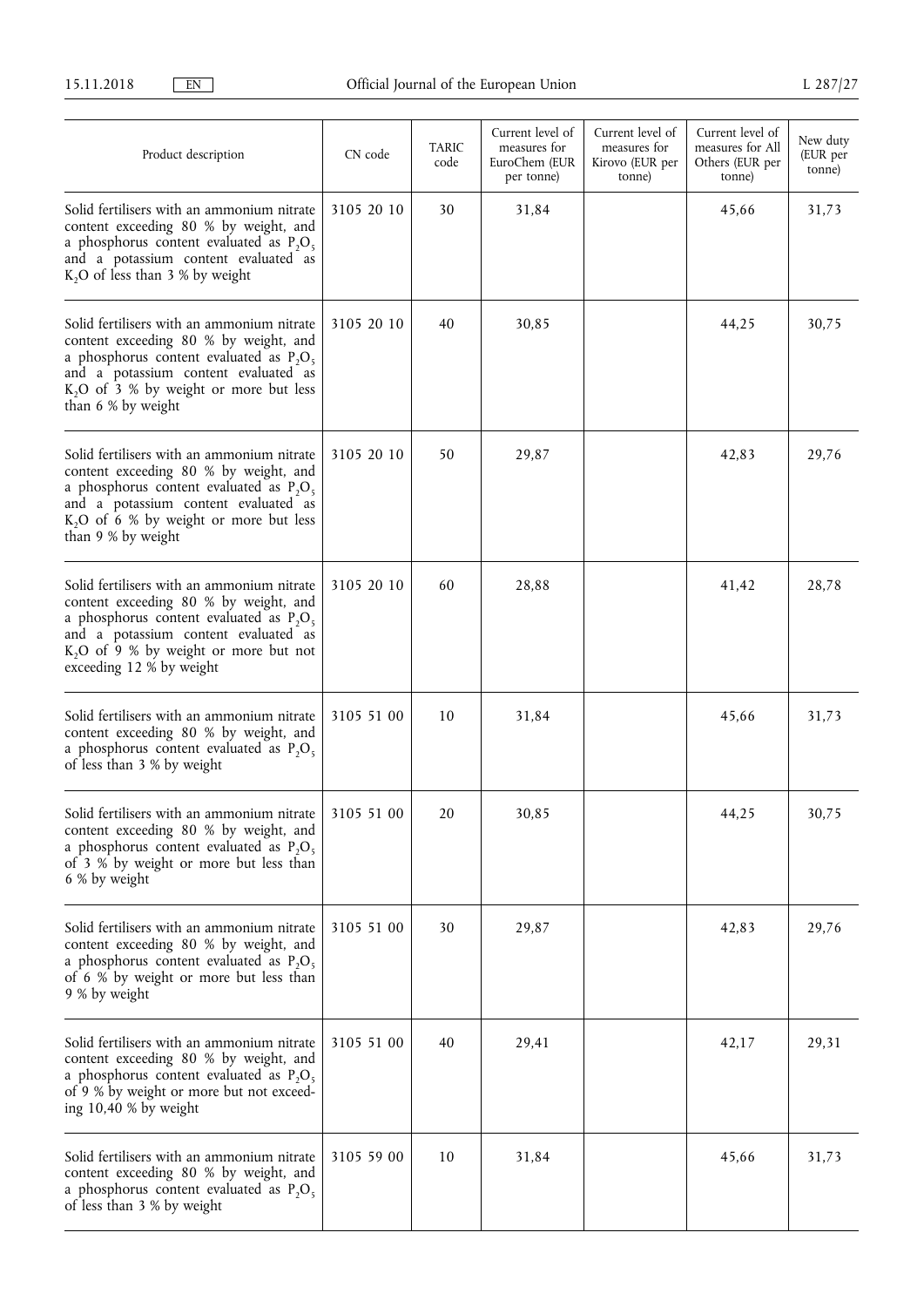| Product description | CN code | TARIC code | Current level of measures for EuroChem (EUR per tonne) | Current level of measures for Kirovo (EUR per tonne) | Current level of measures for All Others (EUR per tonne) | New duty (EUR per tonne) |
|---|---|---|---|---|---|---|
| Solid fertilisers with an ammonium nitrate content exceeding 80 % by weight, and a phosphorus content evaluated as $P_2O_5$ and a potassium content evaluated as $K_2O$ of less than 3 % by weight | 3105 20 10 | 30 | 31,84 | | 45,66 | 31,73 |
| Solid fertilisers with an ammonium nitrate content exceeding 80 % by weight, and a phosphorus content evaluated as $P_2O_5$ and a potassium content evaluated as $K_2O$ of 3 % by weight or more but less than 6 % by weight | 3105 20 10 | 40 | 30,85 | | 44,25 | 30,75 |
| Solid fertilisers with an ammonium nitrate content exceeding 80 % by weight, and a phosphorus content evaluated as $P_2O_5$ and a potassium content evaluated as $K_2O$ of 6 % by weight or more but less than 9 % by weight | 3105 20 10 | 50 | 29,87 | | 42,83 | 29,76 |
| Solid fertilisers with an ammonium nitrate content exceeding 80 % by weight, and a phosphorus content evaluated as $P_2O_5$ and a potassium content evaluated as $K_2O$ of 9 % by weight or more but not exceeding 12 % by weight | 3105 20 10 | 60 | 28,88 | | 41,42 | 28,78 |
| Solid fertilisers with an ammonium nitrate content exceeding 80 % by weight, and a phosphorus content evaluated as $P_2O_5$ of less than 3 % by weight | 3105 51 00 | 10 | 31,84 | | 45,66 | 31,73 |
| Solid fertilisers with an ammonium nitrate content exceeding 80 % by weight, and a phosphorus content evaluated as $P_2O_5$ of 3 % by weight or more but less than 6 % by weight | 3105 51 00 | 20 | 30,85 | | 44,25 | 30,75 |
| Solid fertilisers with an ammonium nitrate content exceeding 80 % by weight, and a phosphorus content evaluated as $P_2O_5$ of 6 % by weight or more but less than 9 % by weight | 3105 51 00 | 30 | 29,87 | | 42,83 | 29,76 |
| Solid fertilisers with an ammonium nitrate content exceeding 80 % by weight, and a phosphorus content evaluated as $P_2O_5$ of 9 % by weight or more but not exceeding 10,40 % by weight | 3105 51 00 | 40 | 29,41 | | 42,17 | 29,31 |
| Solid fertilisers with an ammonium nitrate content exceeding 80 % by weight, and a phosphorus content evaluated as $P_2O_5$ of less than 3 % by weight | 3105 59 00 | 10 | 31,84 | | 45,66 | 31,73 |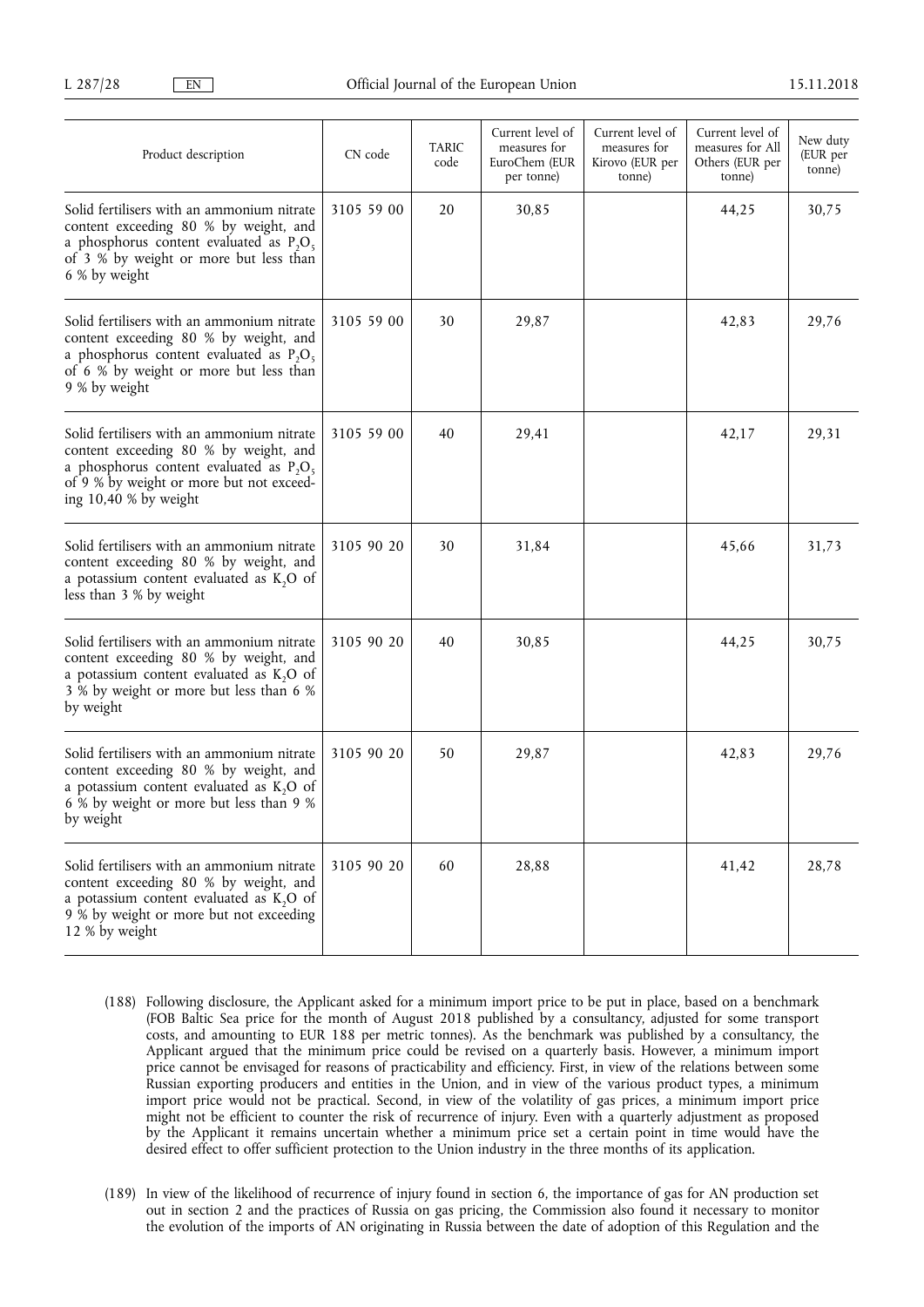| Product description | CN code | TARIC code | Current level of measures for EuroChem (EUR per tonne) | Current level of measures for Kirovo (EUR per tonne) | Current level of measures for All Others (EUR per tonne) | New duty (EUR per tonne) |
|---|---|---|---|---|---|---|
| Solid fertilisers with an ammonium nitrate content exceeding 80 % by weight, and a phosphorus content evaluated as $P_2O_5$ of 3 % by weight or more but less than 6 % by weight | 3105 59 00 | 20 | 30,85 | | 44,25 | 30,75 |
| Solid fertilisers with an ammonium nitrate content exceeding 80 % by weight, and a phosphorus content evaluated as $P_2O_5$ of 6 % by weight or more but less than 9 % by weight | 3105 59 00 | 30 | 29,87 | | 42,83 | 29,76 |
| Solid fertilisers with an ammonium nitrate content exceeding 80 % by weight, and a phosphorus content evaluated as $P_2O_5$ of 9 % by weight or more but not exceeding 10,40 % by weight | 3105 59 00 | 40 | 29,41 | | 42,17 | 29,31 |
| Solid fertilisers with an ammonium nitrate content exceeding 80 % by weight, and a potassium content evaluated as $K_2O$ of less than 3 % by weight | 3105 90 20 | 30 | 31,84 | | 45,66 | 31,73 |
| Solid fertilisers with an ammonium nitrate content exceeding 80 % by weight, and a potassium content evaluated as $K_2O$ of 3 % by weight or more but less than 6 % by weight | 3105 90 20 | 40 | 30,85 | | 44,25 | 30,75 |
| Solid fertilisers with an ammonium nitrate content exceeding 80 % by weight, and a potassium content evaluated as $K_2O$ of 6 % by weight or more but less than 9 % by weight | 3105 90 20 | 50 | 29,87 | | 42,83 | 29,76 |
| Solid fertilisers with an ammonium nitrate content exceeding 80 % by weight, and a potassium content evaluated as $K_2O$ of 9 % by weight or more but not exceeding 12 % by weight | 3105 90 20 | 60 | 28,88 | | 41,42 | 28,78 |

(188) Following disclosure, the Applicant asked for a minimum import price to be put in place, based on a benchmark (FOB Baltic Sea price for the month of August 2018 published by a consultancy, adjusted for some transport costs, and amounting to EUR 188 per metric tonnes). As the benchmark was published by a consultancy, the Applicant argued that the minimum price could be revised on a quarterly basis. However, a minimum import price cannot be envisaged for reasons of practicability and efficiency. First, in view of the relations between some Russian exporting producers and entities in the Union, and in view of the various product types, a minimum import price would not be practical. Second, in view of the volatility of gas prices, a minimum import price might not be efficient to counter the risk of recurrence of injury. Even with a quarterly adjustment as proposed by the Applicant it remains uncertain whether a minimum price set a certain point in time would have the desired effect to offer sufficient protection to the Union industry in the three months of its application.

(189) In view of the likelihood of recurrence of injury found in section 6, the importance of gas for AN production set out in section 2 and the practices of Russia on gas pricing, the Commission also found it necessary to monitor the evolution of the imports of AN originating in Russia between the date of adoption of this Regulation and the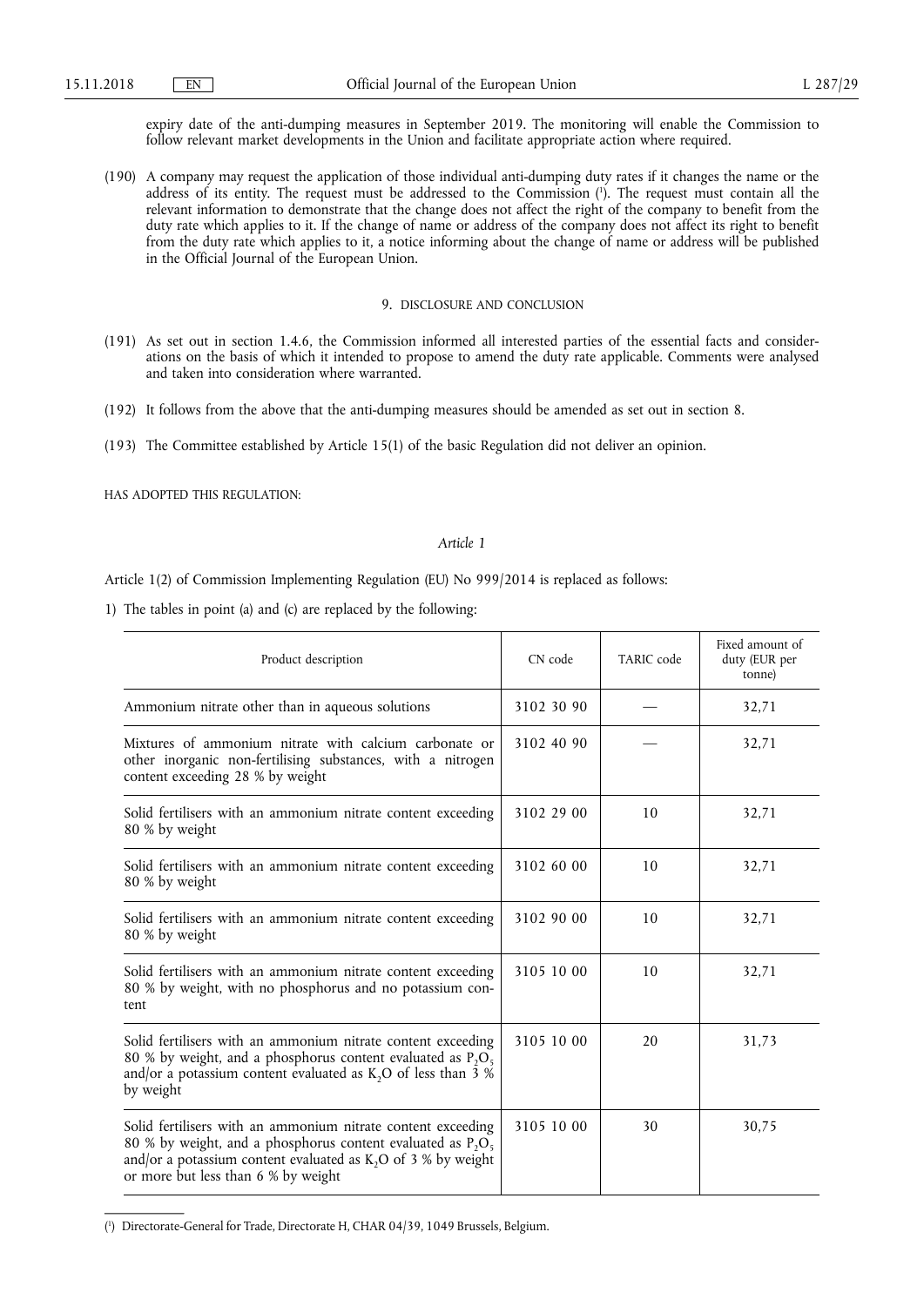expiry date of the anti-dumping measures in September 2019. The monitoring will enable the Commission to follow relevant market developments in the Union and facilitate appropriate action where required.

(190) A company may request the application of those individual anti-dumping duty rates if it changes the name or the address of its entity. The request must be addressed to the Commission [1]. The request must contain all the relevant information to demonstrate that the change does not affect the right of the company to benefit from the duty rate which applies to it. If the change of name or address of the company does not affect its right to benefit from the duty rate which applies to it, a notice informing about the change of name or address will be published in the Official Journal of the European Union.

## 9. DISCLOSURE AND CONCLUSION

(191) As set out in section 1.4.6, the Commission informed all interested parties of the essential facts and considerations on the basis of which it intended to propose to amend the duty rate applicable. Comments were analysed and taken into consideration where warranted.

(192) It follows from the above that the anti-dumping measures should be amended as set out in section 8.

(193) The Committee established by Article 15(1) of the basic Regulation did not deliver an opinion.

HAS ADOPTED THIS REGULATION:

*Article 1*

Article 1(2) of Commission Implementing Regulation (EU) No 999/2014 is replaced as follows:

1) The tables in point (a) and (c) are replaced by the following:

| Product description | CN code | TARIC code | Fixed amount of duty (EUR per tonne) |
|---|---|---|---|
| Ammonium nitrate other than in aqueous solutions | 3102 30 90 | — | 32,71 |
| Mixtures of ammonium nitrate with calcium carbonate or other inorganic non-fertilising substances, with a nitrogen content exceeding 28 % by weight | 3102 40 90 | — | 32,71 |
| Solid fertilisers with an ammonium nitrate content exceeding 80 % by weight | 3102 29 00 | 10 | 32,71 |
| Solid fertilisers with an ammonium nitrate content exceeding 80 % by weight | 3102 60 00 | 10 | 32,71 |
| Solid fertilisers with an ammonium nitrate content exceeding 80 % by weight | 3102 90 00 | 10 | 32,71 |
| Solid fertilisers with an ammonium nitrate content exceeding 80 % by weight, with no phosphorus and no potassium content | 3105 10 00 | 10 | 32,71 |
| Solid fertilisers with an ammonium nitrate content exceeding 80 % by weight, and a phosphorus content evaluated as $P_2O_5$ and/or a potassium content evaluated as $K_2O$ of less than 3 % by weight | 3105 10 00 | 20 | 31,73 |
| Solid fertilisers with an ammonium nitrate content exceeding 80 % by weight, and a phosphorus content evaluated as $P_2O_5$ and/or a potassium content evaluated as $K_2O$ of 3 % by weight or more but less than 6 % by weight | 3105 10 00 | 30 | 30,75 |

[1] Directorate-General for Trade, Directorate H, CHAR 04/39, 1049 Brussels, Belgium.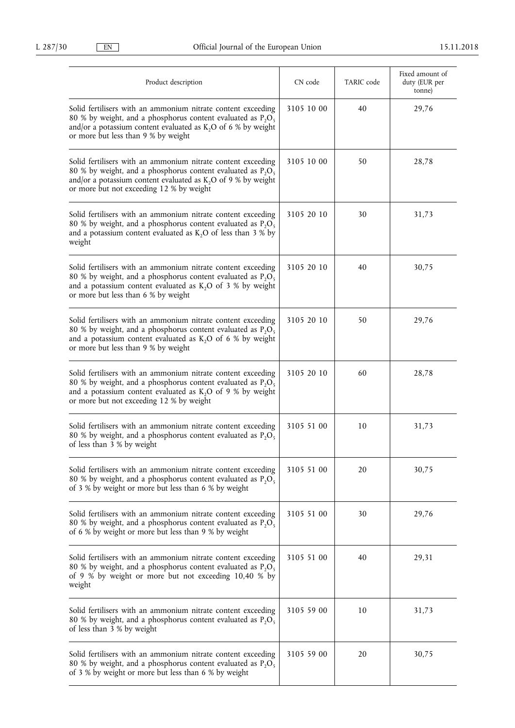| Product description | CN code | TARIC code | Fixed amount of duty (EUR per tonne) |
|---|---|---|---|
| Solid fertilisers with an ammonium nitrate content exceeding 80 % by weight, and a phosphorus content evaluated as $P_2O_5$ and/or a potassium content evaluated as $K_2O$ of 6 % by weight or more but less than 9 % by weight | 3105 10 00 | 40 | 29,76 |
| Solid fertilisers with an ammonium nitrate content exceeding 80 % by weight, and a phosphorus content evaluated as $P_2O_5$ and/or a potassium content evaluated as $K_2O$ of 9 % by weight or more but not exceeding 12 % by weight | 3105 10 00 | 50 | 28,78 |
| Solid fertilisers with an ammonium nitrate content exceeding 80 % by weight, and a phosphorus content evaluated as $P_2O_5$ and a potassium content evaluated as $K_2O$ of less than 3 % by weight | 3105 20 10 | 30 | 31,73 |
| Solid fertilisers with an ammonium nitrate content exceeding 80 % by weight, and a phosphorus content evaluated as $P_2O_5$ and a potassium content evaluated as $K_2O$ of 3 % by weight or more but less than 6 % by weight | 3105 20 10 | 40 | 30,75 |
| Solid fertilisers with an ammonium nitrate content exceeding 80 % by weight, and a phosphorus content evaluated as $P_2O_5$ and a potassium content evaluated as $K_2O$ of 6 % by weight or more but less than 9 % by weight | 3105 20 10 | 50 | 29,76 |
| Solid fertilisers with an ammonium nitrate content exceeding 80 % by weight, and a phosphorus content evaluated as $P_2O_5$ and a potassium content evaluated as $K_2O$ of 9 % by weight or more but not exceeding 12 % by weight | 3105 20 10 | 60 | 28,78 |
| Solid fertilisers with an ammonium nitrate content exceeding 80 % by weight, and a phosphorus content evaluated as $P_2O_5$ of less than 3 % by weight | 3105 51 00 | 10 | 31,73 |
| Solid fertilisers with an ammonium nitrate content exceeding 80 % by weight, and a phosphorus content evaluated as $P_2O_5$ of 3 % by weight or more but less than 6 % by weight | 3105 51 00 | 20 | 30,75 |
| Solid fertilisers with an ammonium nitrate content exceeding 80 % by weight, and a phosphorus content evaluated as $P_2O_5$ of 6 % by weight or more but less than 9 % by weight | 3105 51 00 | 30 | 29,76 |
| Solid fertilisers with an ammonium nitrate content exceeding 80 % by weight, and a phosphorus content evaluated as $P_2O_5$ of 9 % by weight or more but not exceeding 10,40 % by weight | 3105 51 00 | 40 | 29,31 |
| Solid fertilisers with an ammonium nitrate content exceeding 80 % by weight, and a phosphorus content evaluated as $P_2O_5$ of less than 3 % by weight | 3105 59 00 | 10 | 31,73 |
| Solid fertilisers with an ammonium nitrate content exceeding 80 % by weight, and a phosphorus content evaluated as $P_2O_5$ of 3 % by weight or more but less than 6 % by weight | 3105 59 00 | 20 | 30,75 |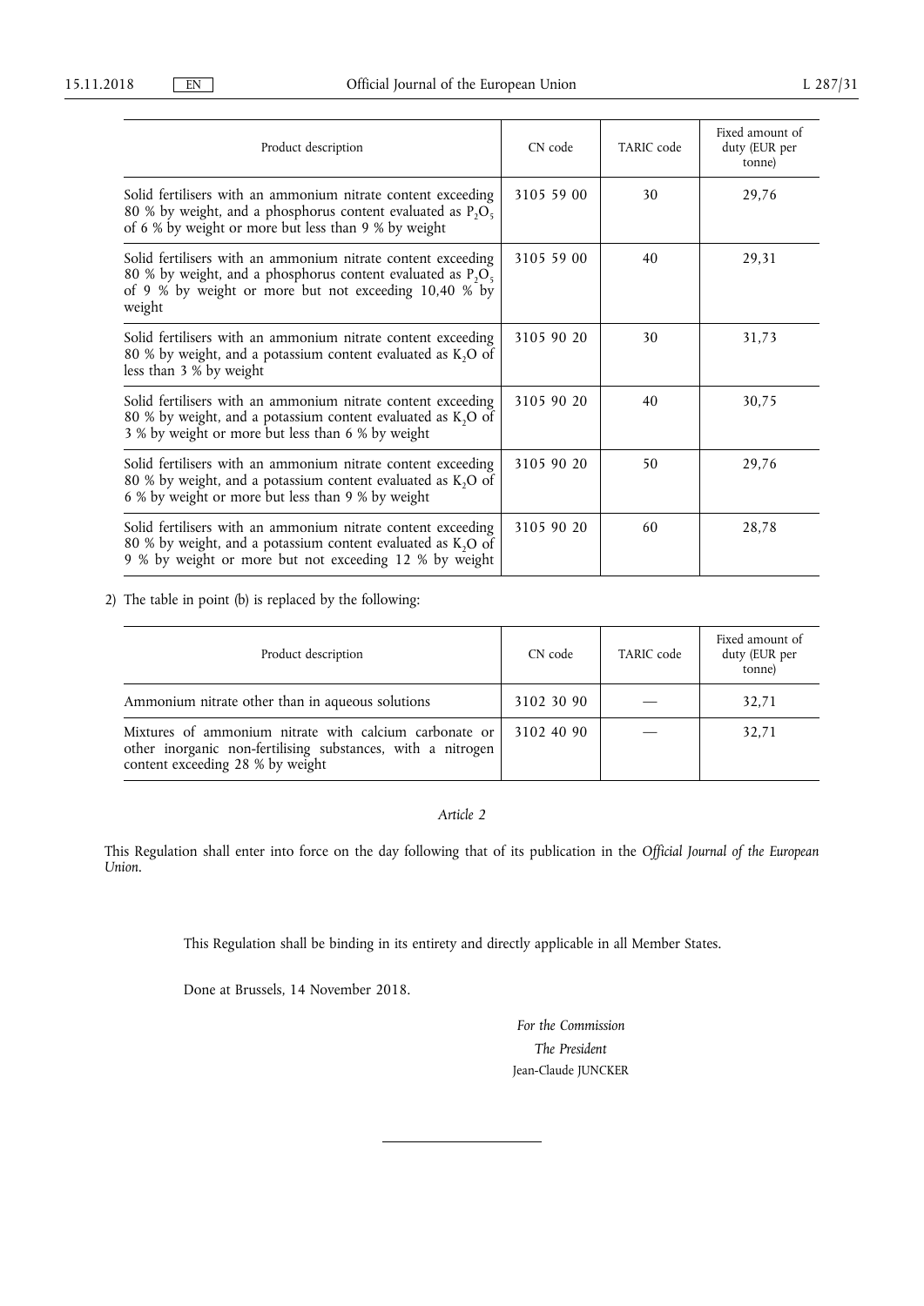| Product description | CN code | TARIC code | Fixed amount of duty (EUR per tonne) |
|---|---|---|---|
| Solid fertilisers with an ammonium nitrate content exceeding 80 % by weight, and a phosphorus content evaluated as $P_2O_5$ of 6 % by weight or more but less than 9 % by weight | 3105 59 00 | 30 | 29,76 |
| Solid fertilisers with an ammonium nitrate content exceeding 80 % by weight, and a phosphorus content evaluated as $P_2O_5$ of 9 % by weight or more but not exceeding 10,40 % by weight | 3105 59 00 | 40 | 29,31 |
| Solid fertilisers with an ammonium nitrate content exceeding 80 % by weight, and a potassium content evaluated as $K_2O$ of less than 3 % by weight | 3105 90 20 | 30 | 31,73 |
| Solid fertilisers with an ammonium nitrate content exceeding 80 % by weight, and a potassium content evaluated as $K_2O$ of 3 % by weight or more but less than 6 % by weight | 3105 90 20 | 40 | 30,75 |
| Solid fertilisers with an ammonium nitrate content exceeding 80 % by weight, and a potassium content evaluated as $K_2O$ of 6 % by weight or more but less than 9 % by weight | 3105 90 20 | 50 | 29,76 |
| Solid fertilisers with an ammonium nitrate content exceeding 80 % by weight, and a potassium content evaluated as $K_2O$ of 9 % by weight or more but not exceeding 12 % by weight | 3105 90 20 | 60 | 28,78 |

2) The table in point (b) is replaced by the following:

| Product description | CN code | TARIC code | Fixed amount of duty (EUR per tonne) |
|---|---|---|---|
| Ammonium nitrate other than in aqueous solutions | 3102 30 90 | — | 32,71 |
| Mixtures of ammonium nitrate with calcium carbonate or other inorganic non-fertilising substances, with a nitrogen content exceeding 28 % by weight | 3102 40 90 | — | 32,71 |

*Article 2*

This Regulation shall enter into force on the day following that of its publication in the *Official Journal of the European Union*.

This Regulation shall be binding in its entirety and directly applicable in all Member States.

Done at Brussels, 14 November 2018.

*For the Commission*

*The President*

Jean-Claude JUNCKER